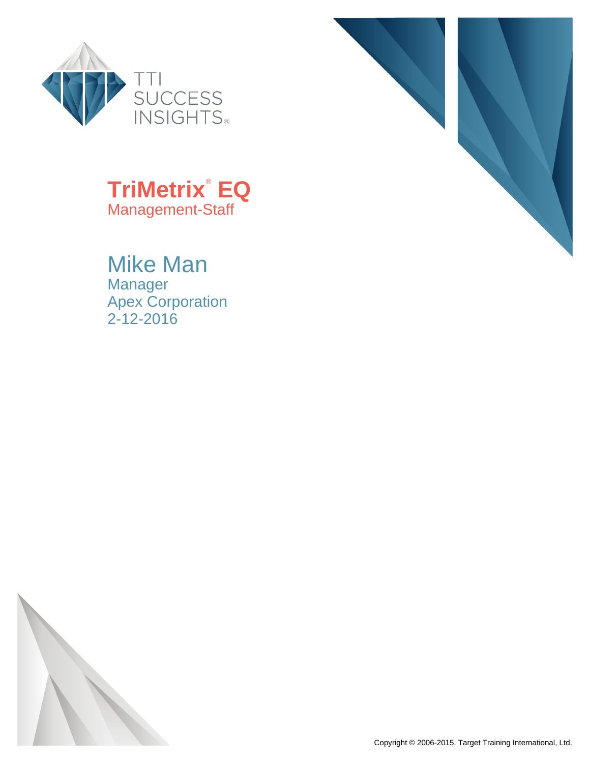TTI SUCCESS INSIGHTS®

# TriMetrix® EQ

Management-Staff

## Mike Man

Manager
Apex Corporation
2-12-2016

Copyright © 2006-2015. Target Training International, Ltd.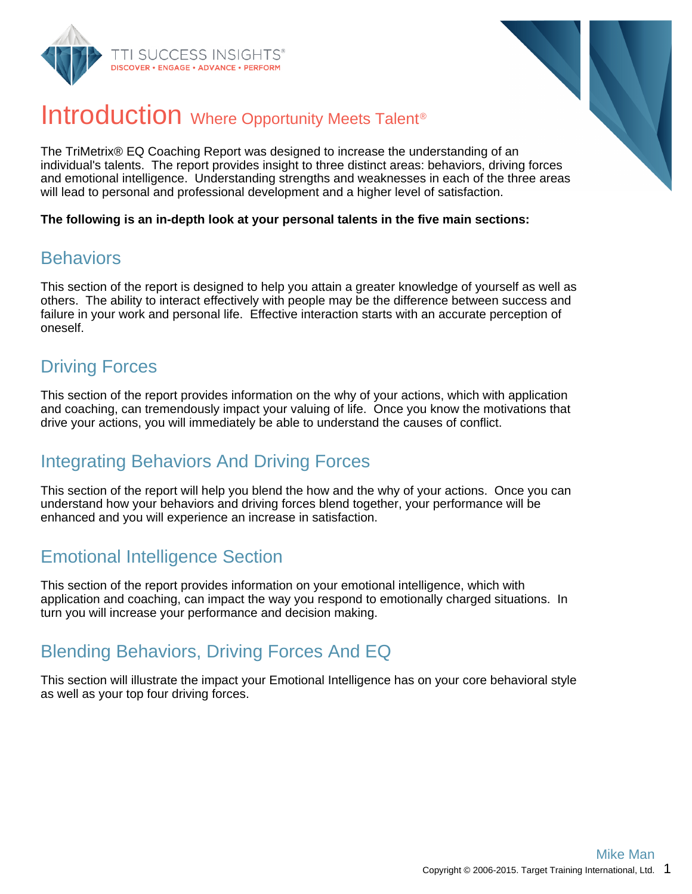# Introduction Where Opportunity Meets Talent®

The TriMetrix® EQ Coaching Report was designed to increase the understanding of an individual's talents. The report provides insight to three distinct areas: behaviors, driving forces and emotional intelligence. Understanding strengths and weaknesses in each of the three areas will lead to personal and professional development and a higher level of satisfaction.

**The following is an in-depth look at your personal talents in the five main sections:**

## Behaviors

This section of the report is designed to help you attain a greater knowledge of yourself as well as others. The ability to interact effectively with people may be the difference between success and failure in your work and personal life. Effective interaction starts with an accurate perception of oneself.

## Driving Forces

This section of the report provides information on the why of your actions, which with application and coaching, can tremendously impact your valuing of life. Once you know the motivations that drive your actions, you will immediately be able to understand the causes of conflict.

## Integrating Behaviors And Driving Forces

This section of the report will help you blend the how and the why of your actions. Once you can understand how your behaviors and driving forces blend together, your performance will be enhanced and you will experience an increase in satisfaction.

## Emotional Intelligence Section

This section of the report provides information on your emotional intelligence, which with application and coaching, can impact the way you respond to emotionally charged situations. In turn you will increase your performance and decision making.

## Blending Behaviors, Driving Forces And EQ

This section will illustrate the impact your Emotional Intelligence has on your core behavioral style as well as your top four driving forces.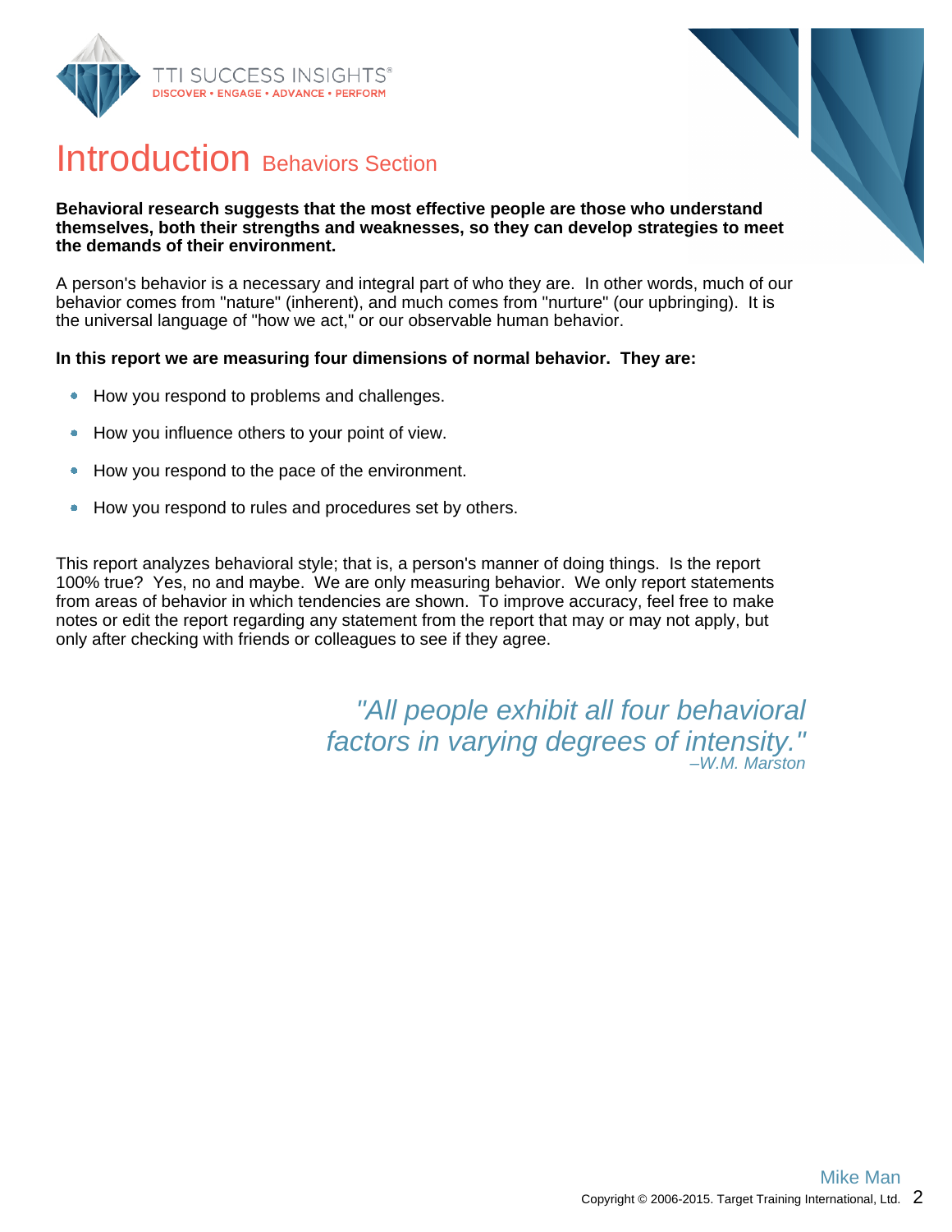# Introduction Behaviors Section

**Behavioral research suggests that the most effective people are those who understand themselves, both their strengths and weaknesses, so they can develop strategies to meet the demands of their environment.**

A person's behavior is a necessary and integral part of who they are. In other words, much of our behavior comes from "nature" (inherent), and much comes from "nurture" (our upbringing). It is the universal language of "how we act," or our observable human behavior.

**In this report we are measuring four dimensions of normal behavior. They are:**

- How you respond to problems and challenges.
- How you influence others to your point of view.
- How you respond to the pace of the environment.
- How you respond to rules and procedures set by others.

This report analyzes behavioral style; that is, a person's manner of doing things. Is the report 100% true? Yes, no and maybe. We are only measuring behavior. We only report statements from areas of behavior in which tendencies are shown. To improve accuracy, feel free to make notes or edit the report regarding any statement from the report that may or may not apply, but only after checking with friends or colleagues to see if they agree.

*"All people exhibit all four behavioral factors in varying degrees of intensity."*
*–W.M. Marston*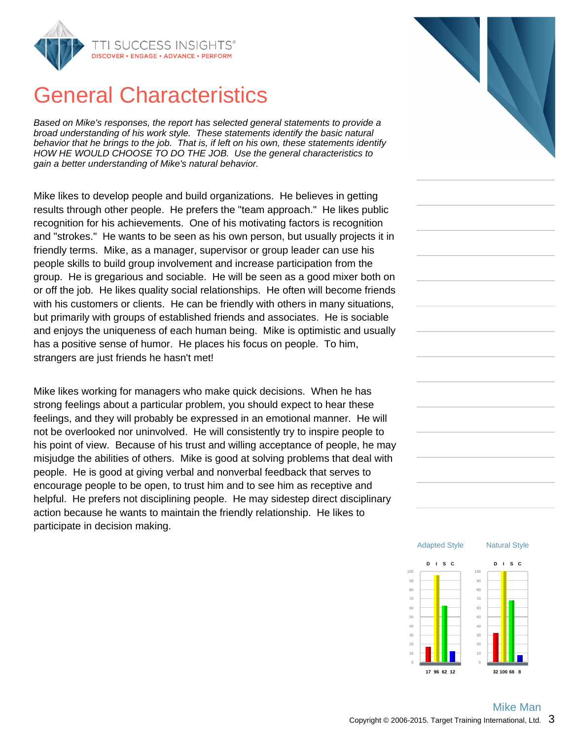# General Characteristics

*Based on Mike's responses, the report has selected general statements to provide a broad understanding of his work style. These statements identify the basic natural behavior that he brings to the job. That is, if left on his own, these statements identify HOW HE WOULD CHOOSE TO DO THE JOB. Use the general characteristics to gain a better understanding of Mike's natural behavior.*

Mike likes to develop people and build organizations. He believes in getting results through other people. He prefers the "team approach." He likes public recognition for his achievements. One of his motivating factors is recognition and "strokes." He wants to be seen as his own person, but usually projects it in friendly terms. Mike, as a manager, supervisor or group leader can use his people skills to build group involvement and increase participation from the group. He is gregarious and sociable. He will be seen as a good mixer both on or off the job. He likes quality social relationships. He often will become friends with his customers or clients. He can be friendly with others in many situations, but primarily with groups of established friends and associates. He is sociable and enjoys the uniqueness of each human being. Mike is optimistic and usually has a positive sense of humor. He places his focus on people. To him, strangers are just friends he hasn't met!

Mike likes working for managers who make quick decisions. When he has strong feelings about a particular problem, you should expect to hear these feelings, and they will probably be expressed in an emotional manner. He will not be overlooked nor uninvolved. He will consistently try to inspire people to his point of view. Because of his trust and willing acceptance of people, he may misjudge the abilities of others. Mike is good at solving problems that deal with people. He is good at giving verbal and nonverbal feedback that serves to encourage people to be open, to trust him and to see him as receptive and helpful. He prefers not disciplining people. He may sidestep direct disciplinary action because he wants to maintain the friendly relationship. He likes to participate in decision making.

| | D | I | S | C |
|---|---|---|---|---|
| Adapted Style | 17 | 96 | 62 | 12 |
| Natural Style | 32 | 100 | 68 | 8 |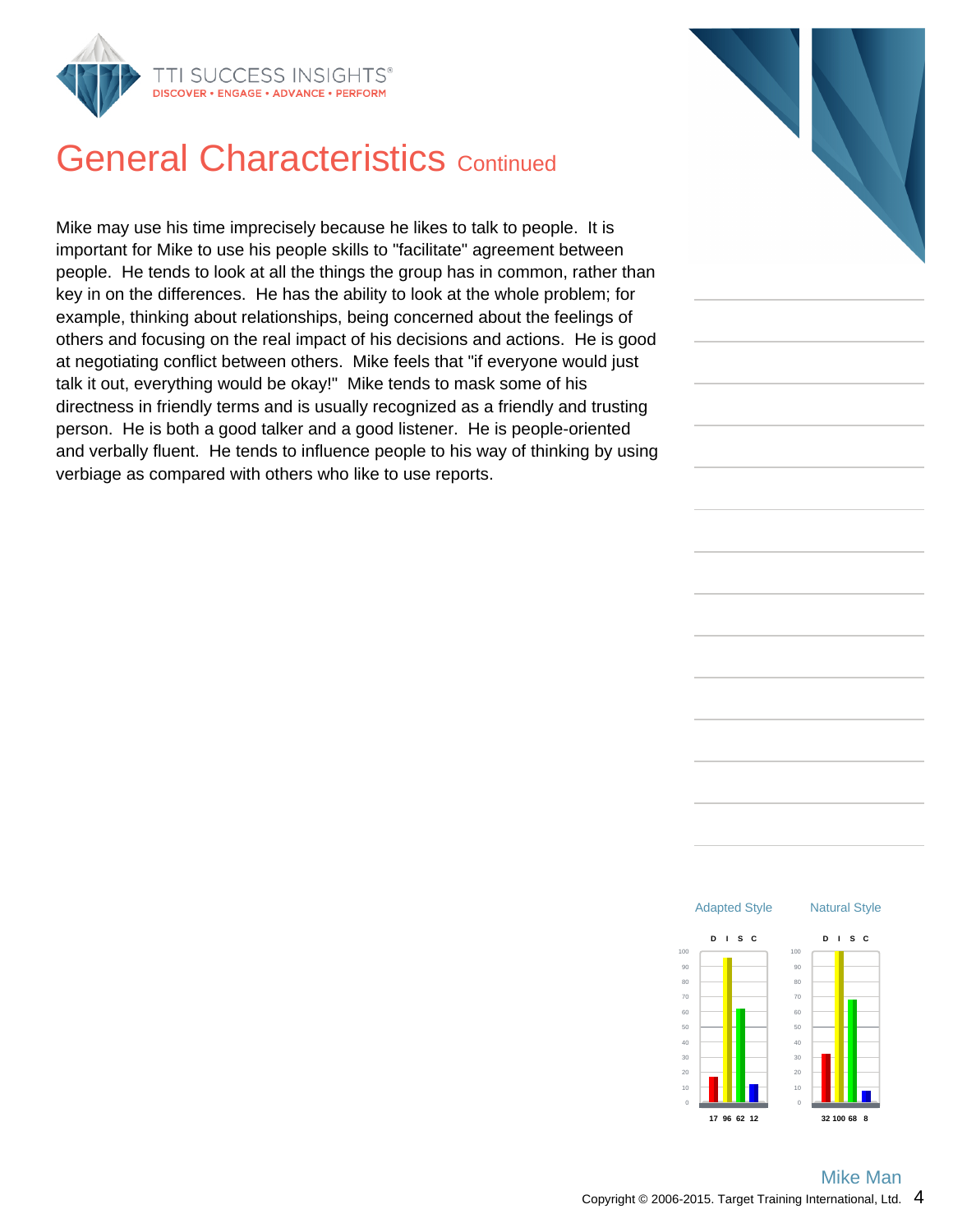# General Characteristics Continued

Mike may use his time imprecisely because he likes to talk to people. It is important for Mike to use his people skills to "facilitate" agreement between people. He tends to look at all the things the group has in common, rather than key in on the differences. He has the ability to look at the whole problem; for example, thinking about relationships, being concerned about the feelings of others and focusing on the real impact of his decisions and actions. He is good at negotiating conflict between others. Mike feels that "if everyone would just talk it out, everything would be okay!" Mike tends to mask some of his directness in friendly terms and is usually recognized as a friendly and trusting person. He is both a good talker and a good listener. He is people-oriented and verbally fluent. He tends to influence people to his way of thinking by using verbiage as compared with others who like to use reports.

| | D | I | S | C |
|---|---|---|---|---|
| Adapted Style | 17 | 96 | 62 | 12 |
| Natural Style | 32 | 100 | 68 | 8 |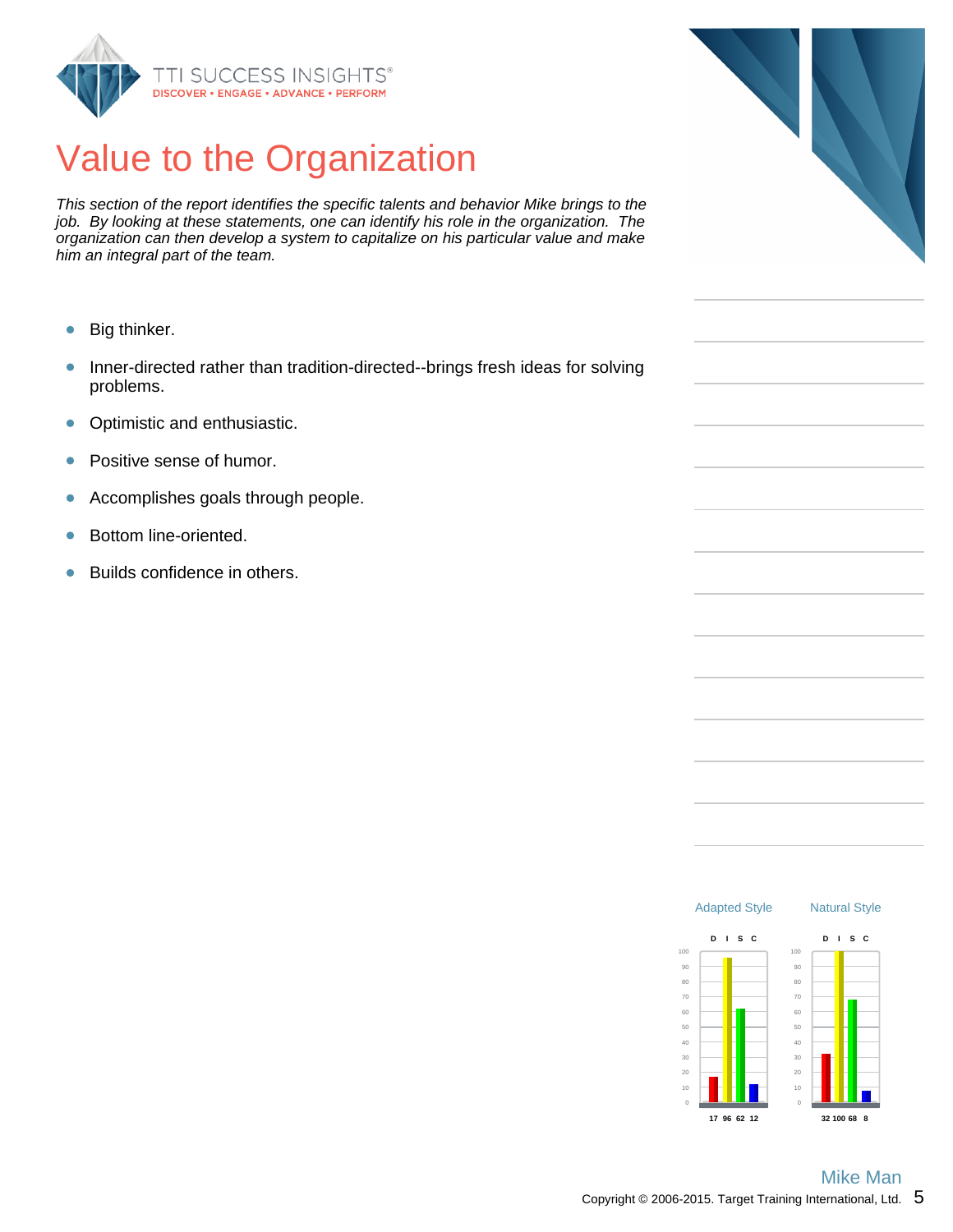# Value to the Organization

*This section of the report identifies the specific talents and behavior Mike brings to the job. By looking at these statements, one can identify his role in the organization. The organization can then develop a system to capitalize on his particular value and make him an integral part of the team.*

- Big thinker.
- Inner-directed rather than tradition-directed--brings fresh ideas for solving problems.
- Optimistic and enthusiastic.
- Positive sense of humor.
- Accomplishes goals through people.
- Bottom line-oriented.
- Builds confidence in others.

| | D | I | S | C |
|---|---|---|---|---|
| Adapted Style | 17 | 96 | 62 | 12 |
| Natural Style | 32 | 100 | 68 | 8 |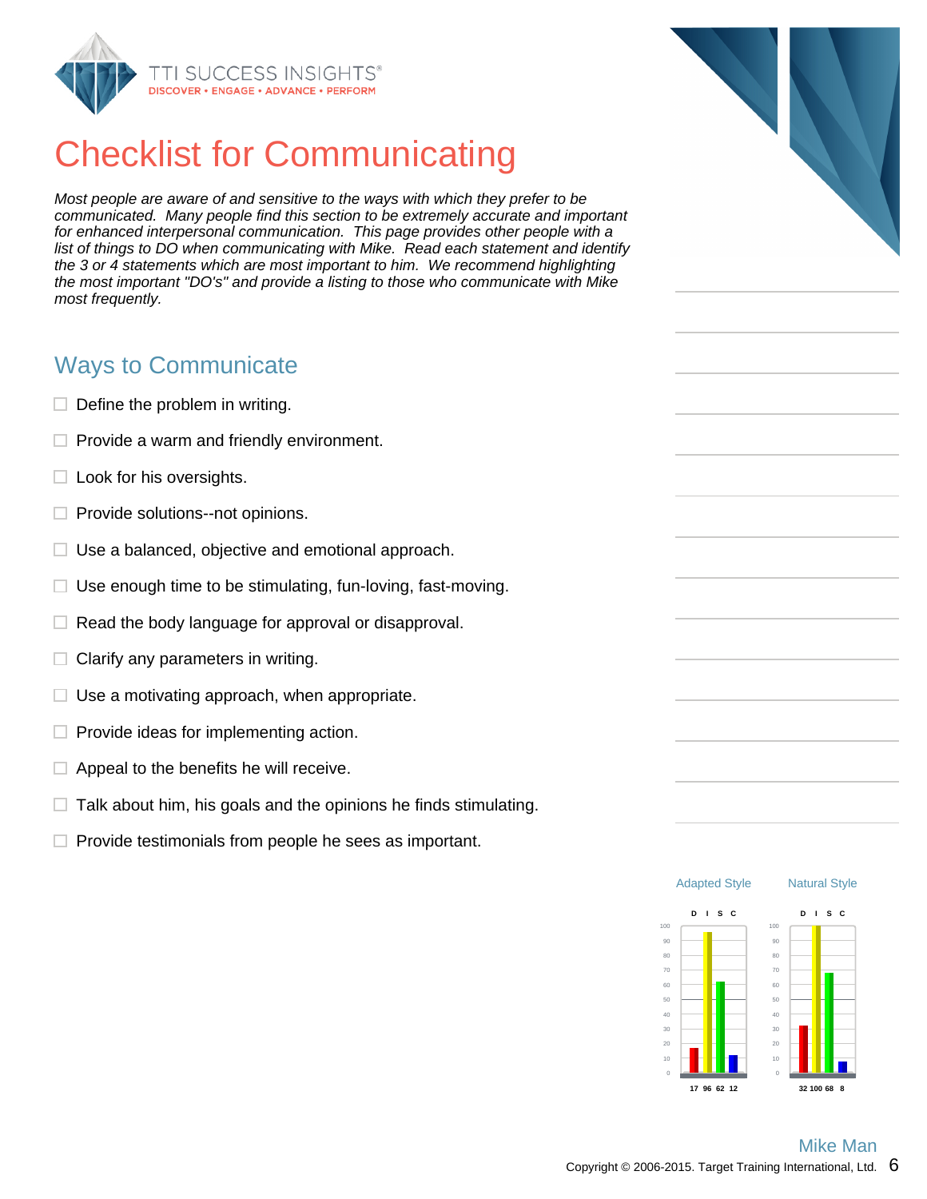# Checklist for Communicating

*Most people are aware of and sensitive to the ways with which they prefer to be communicated. Many people find this section to be extremely accurate and important for enhanced interpersonal communication. This page provides other people with a list of things to DO when communicating with Mike. Read each statement and identify the 3 or 4 statements which are most important to him. We recommend highlighting the most important "DO's" and provide a listing to those who communicate with Mike most frequently.*

## Ways to Communicate

- ☐ Define the problem in writing.
- ☐ Provide a warm and friendly environment.
- ☐ Look for his oversights.
- ☐ Provide solutions--not opinions.
- ☐ Use a balanced, objective and emotional approach.
- ☐ Use enough time to be stimulating, fun-loving, fast-moving.
- ☐ Read the body language for approval or disapproval.
- ☐ Clarify any parameters in writing.
- ☐ Use a motivating approach, when appropriate.
- ☐ Provide ideas for implementing action.
- ☐ Appeal to the benefits he will receive.
- ☐ Talk about him, his goals and the opinions he finds stimulating.
- ☐ Provide testimonials from people he sees as important.

| | D | I | S | C |
|---|---|---|---|---|
| Adapted Style | 17 | 96 | 62 | 12 |
| Natural Style | 32 | 100 | 68 | 8 |

Mike Man

Copyright © 2006-2015. Target Training International, Ltd.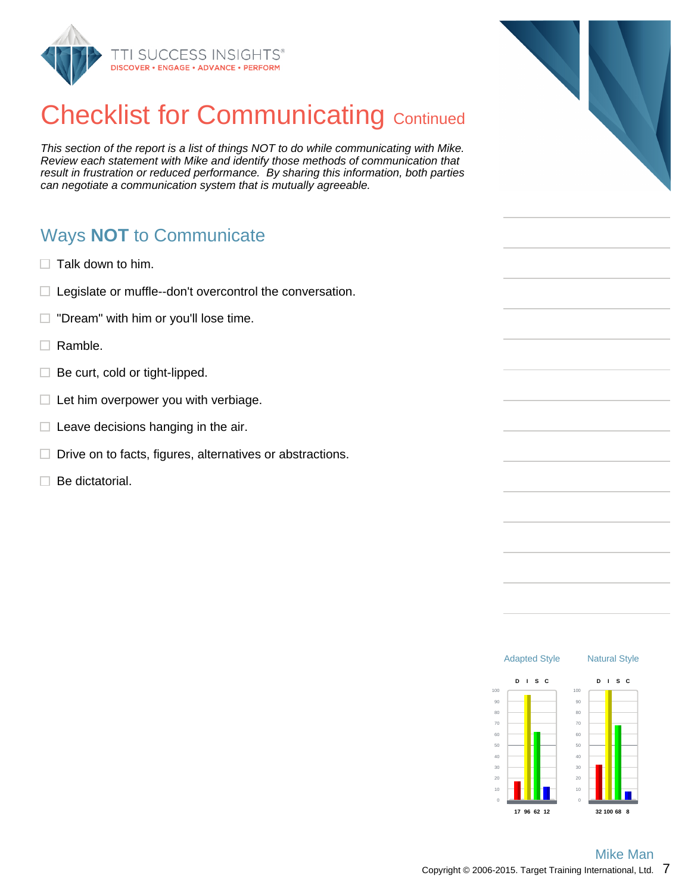# Checklist for Communicating Continued

*This section of the report is a list of things NOT to do while communicating with Mike. Review each statement with Mike and identify those methods of communication that result in frustration or reduced performance. By sharing this information, both parties can negotiate a communication system that is mutually agreeable.*

## Ways **NOT** to Communicate

- ☐ Talk down to him.
- ☐ Legislate or muffle--don't overcontrol the conversation.
- ☐ "Dream" with him or you'll lose time.
- ☐ Ramble.
- ☐ Be curt, cold or tight-lipped.
- ☐ Let him overpower you with verbiage.
- ☐ Leave decisions hanging in the air.
- ☐ Drive on to facts, figures, alternatives or abstractions.
- ☐ Be dictatorial.

| | D | I | S | C |
|---|---|---|---|---|
| Adapted Style | 17 | 96 | 62 | 12 |
| Natural Style | 32 | 100 | 68 | 8 |

Mike Man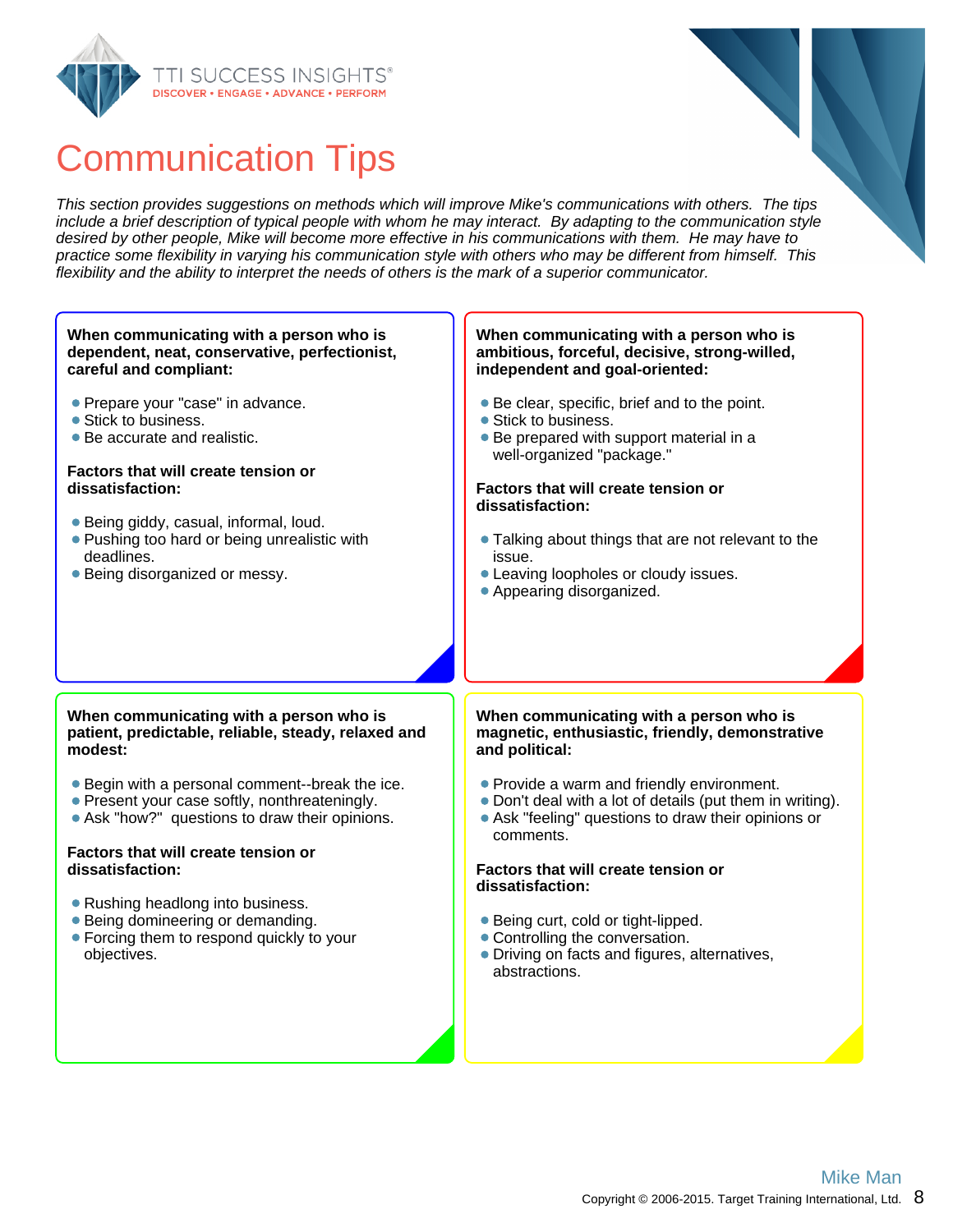# Communication Tips

*This section provides suggestions on methods which will improve Mike's communications with others. The tips include a brief description of typical people with whom he may interact. By adapting to the communication style desired by other people, Mike will become more effective in his communications with them. He may have to practice some flexibility in varying his communication style with others who may be different from himself. This flexibility and the ability to interpret the needs of others is the mark of a superior communicator.*

**When communicating with a person who is dependent, neat, conservative, perfectionist, careful and compliant:**

- Prepare your "case" in advance.
- Stick to business.
- Be accurate and realistic.

**Factors that will create tension or dissatisfaction:**

- Being giddy, casual, informal, loud.
- Pushing too hard or being unrealistic with deadlines.
- Being disorganized or messy.

**When communicating with a person who is ambitious, forceful, decisive, strong-willed, independent and goal-oriented:**

- Be clear, specific, brief and to the point.
- Stick to business.
- Be prepared with support material in a well-organized "package."

**Factors that will create tension or dissatisfaction:**

- Talking about things that are not relevant to the issue.
- Leaving loopholes or cloudy issues.
- Appearing disorganized.

**When communicating with a person who is patient, predictable, reliable, steady, relaxed and modest:**

- Begin with a personal comment--break the ice.
- Present your case softly, nonthreateningly.
- Ask "how?" questions to draw their opinions.

**Factors that will create tension or dissatisfaction:**

- Rushing headlong into business.
- Being domineering or demanding.
- Forcing them to respond quickly to your objectives.

**When communicating with a person who is magnetic, enthusiastic, friendly, demonstrative and political:**

- Provide a warm and friendly environment.
- Don't deal with a lot of details (put them in writing).
- Ask "feeling" questions to draw their opinions or comments.

**Factors that will create tension or dissatisfaction:**

- Being curt, cold or tight-lipped.
- Controlling the conversation.
- Driving on facts and figures, alternatives, abstractions.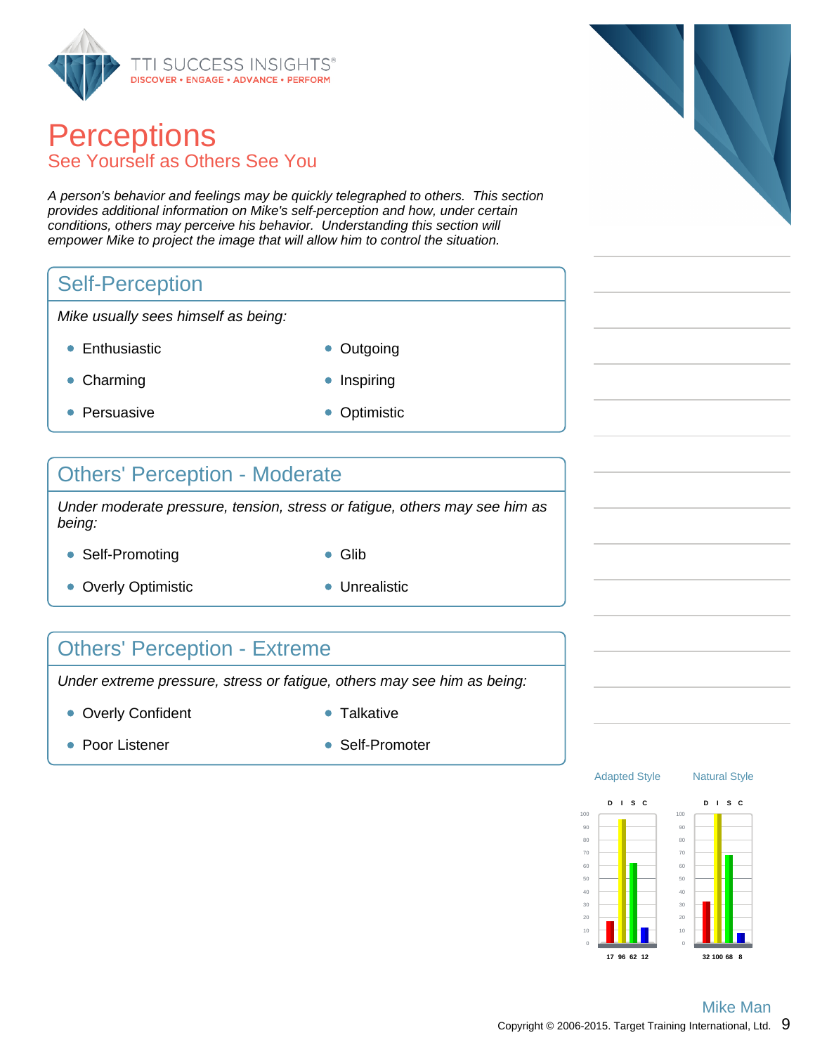# Perceptions

## See Yourself as Others See You

*A person's behavior and feelings may be quickly telegraphed to others. This section provides additional information on Mike's self-perception and how, under certain conditions, others may perceive his behavior. Understanding this section will empower Mike to project the image that will allow him to control the situation.*

### Self-Perception

*Mike usually sees himself as being:*

- Enthusiastic
- Outgoing
- Charming
- Inspiring
- Persuasive
- Optimistic

### Others' Perception - Moderate

*Under moderate pressure, tension, stress or fatigue, others may see him as being:*

- Self-Promoting
- Glib
- Overly Optimistic
- Unrealistic

### Others' Perception - Extreme

*Under extreme pressure, stress or fatigue, others may see him as being:*

- Overly Confident
- Talkative
- Poor Listener
- Self-Promoter

| | D | I | S | C |
|---|---|---|---|---|
| Adapted Style | 17 | 96 | 62 | 12 |
| Natural Style | 32 | 100 | 68 | 8 |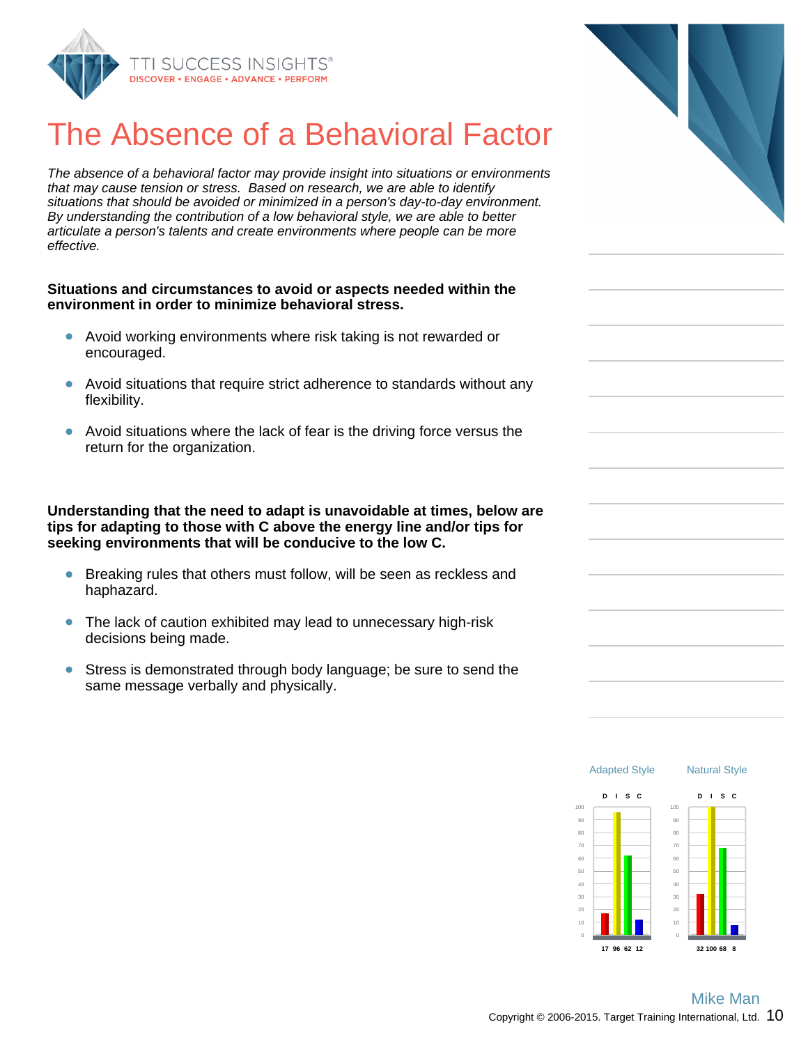# The Absence of a Behavioral Factor

*The absence of a behavioral factor may provide insight into situations or environments that may cause tension or stress. Based on research, we are able to identify situations that should be avoided or minimized in a person's day-to-day environment. By understanding the contribution of a low behavioral style, we are able to better articulate a person's talents and create environments where people can be more effective.*

**Situations and circumstances to avoid or aspects needed within the environment in order to minimize behavioral stress.**

- Avoid working environments where risk taking is not rewarded or encouraged.
- Avoid situations that require strict adherence to standards without any flexibility.
- Avoid situations where the lack of fear is the driving force versus the return for the organization.

**Understanding that the need to adapt is unavoidable at times, below are tips for adapting to those with C above the energy line and/or tips for seeking environments that will be conducive to the low C.**

- Breaking rules that others must follow, will be seen as reckless and haphazard.
- The lack of caution exhibited may lead to unnecessary high-risk decisions being made.
- Stress is demonstrated through body language; be sure to send the same message verbally and physically.

| | D | I | S | C |
|---|---|---|---|---|
| Adapted Style | 17 | 96 | 62 | 12 |
| Natural Style | 32 | 100 | 68 | 8 |

Mike Man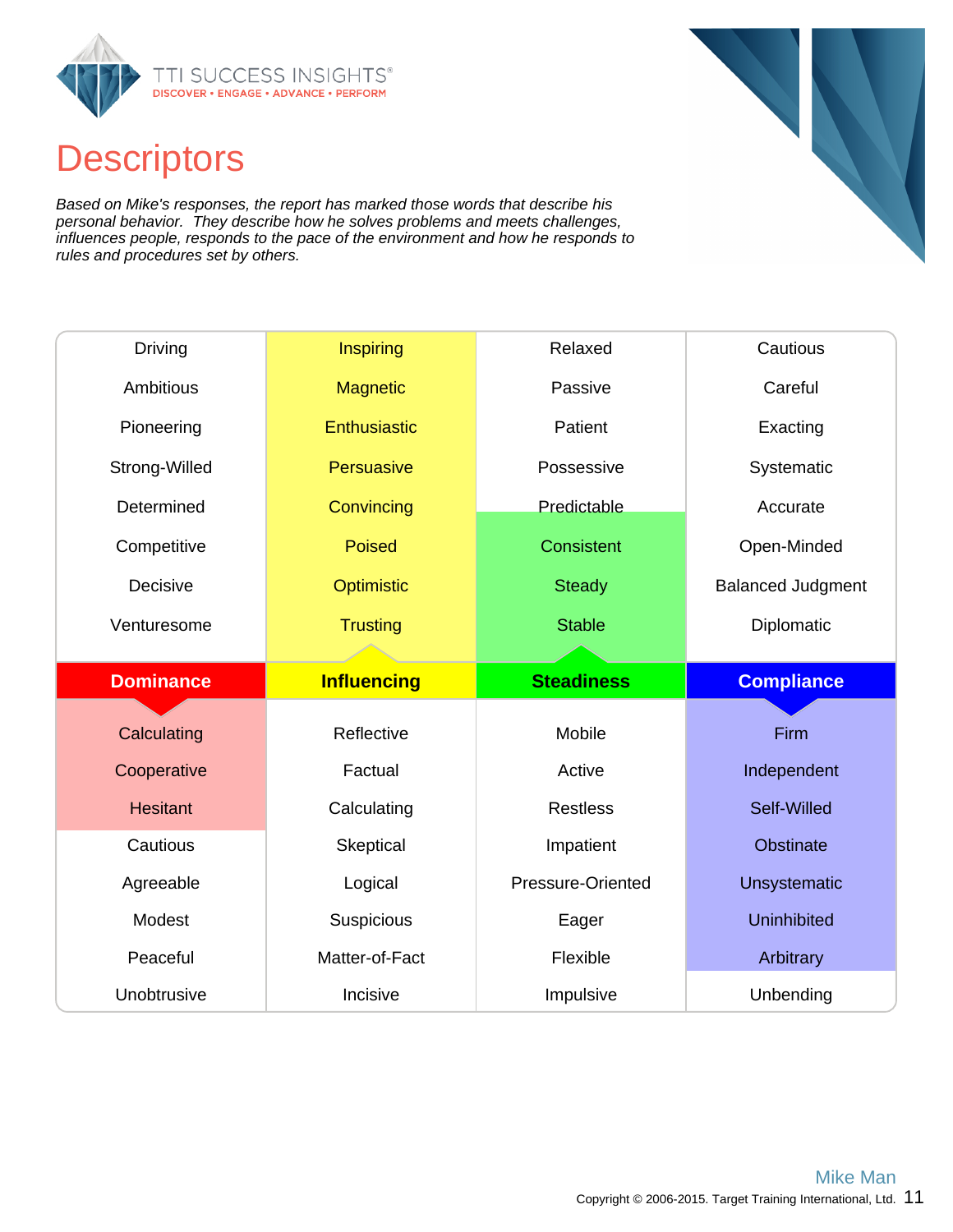# Descriptors

*Based on Mike's responses, the report has marked those words that describe his personal behavior. They describe how he solves problems and meets challenges, influences people, responds to the pace of the environment and how he responds to rules and procedures set by others.*

| Driving | Inspiring | Relaxed | Cautious |
| --- | --- | --- | --- |
| Ambitious | Magnetic | Passive | Careful |
| Pioneering | Enthusiastic | Patient | Exacting |
| Strong-Willed | Persuasive | Possessive | Systematic |
| Determined | Convincing | Predictable | Accurate |
| Competitive | Poised | Consistent | Open-Minded |
| Decisive | Optimistic | Steady | Balanced Judgment |
| Venturesome | Trusting | Stable | Diplomatic |
| **Dominance** | **Influencing** | **Steadiness** | **Compliance** |
| Calculating | Reflective | Mobile | Firm |
| Cooperative | Factual | Active | Independent |
| Hesitant | Calculating | Restless | Self-Willed |
| Cautious | Skeptical | Impatient | Obstinate |
| Agreeable | Logical | Pressure-Oriented | Unsystematic |
| Modest | Suspicious | Eager | Uninhibited |
| Peaceful | Matter-of-Fact | Flexible | Arbitrary |
| Unobtrusive | Incisive | Impulsive | Unbending |

Mike Man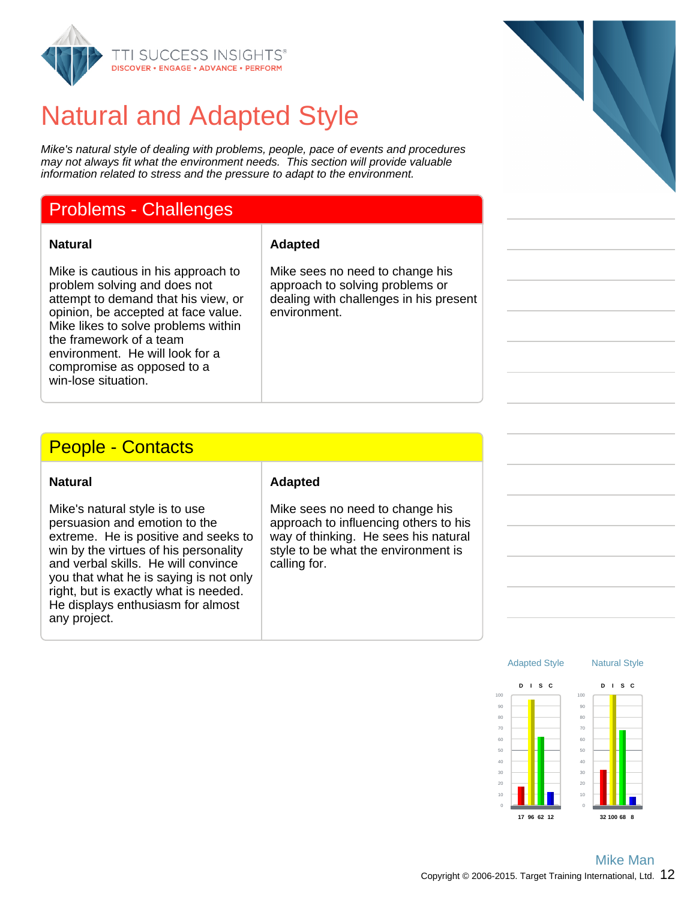# Natural and Adapted Style

*Mike's natural style of dealing with problems, people, pace of events and procedures may not always fit what the environment needs. This section will provide valuable information related to stress and the pressure to adapt to the environment.*

## Problems - Challenges

| Natural | Adapted |
| --- | --- |
| Mike is cautious in his approach to problem solving and does not attempt to demand that his view, or opinion, be accepted at face value. Mike likes to solve problems within the framework of a team environment. He will look for a compromise as opposed to a win-lose situation. | Mike sees no need to change his approach to solving problems or dealing with challenges in his present environment. |

## People - Contacts

| Natural | Adapted |
| --- | --- |
| Mike's natural style is to use persuasion and emotion to the extreme. He is positive and seeks to win by the virtues of his personality and verbal skills. He will convince you that what he is saying is not only right, but is exactly what is needed. He displays enthusiasm for almost any project. | Mike sees no need to change his approach to influencing others to his way of thinking. He sees his natural style to be what the environment is calling for. |

| | D | I | S | C |
| --- | --- | --- | --- | --- |
| Adapted Style | 17 | 96 | 62 | 12 |
| Natural Style | 32 | 100 | 68 | 8 |

Mike Man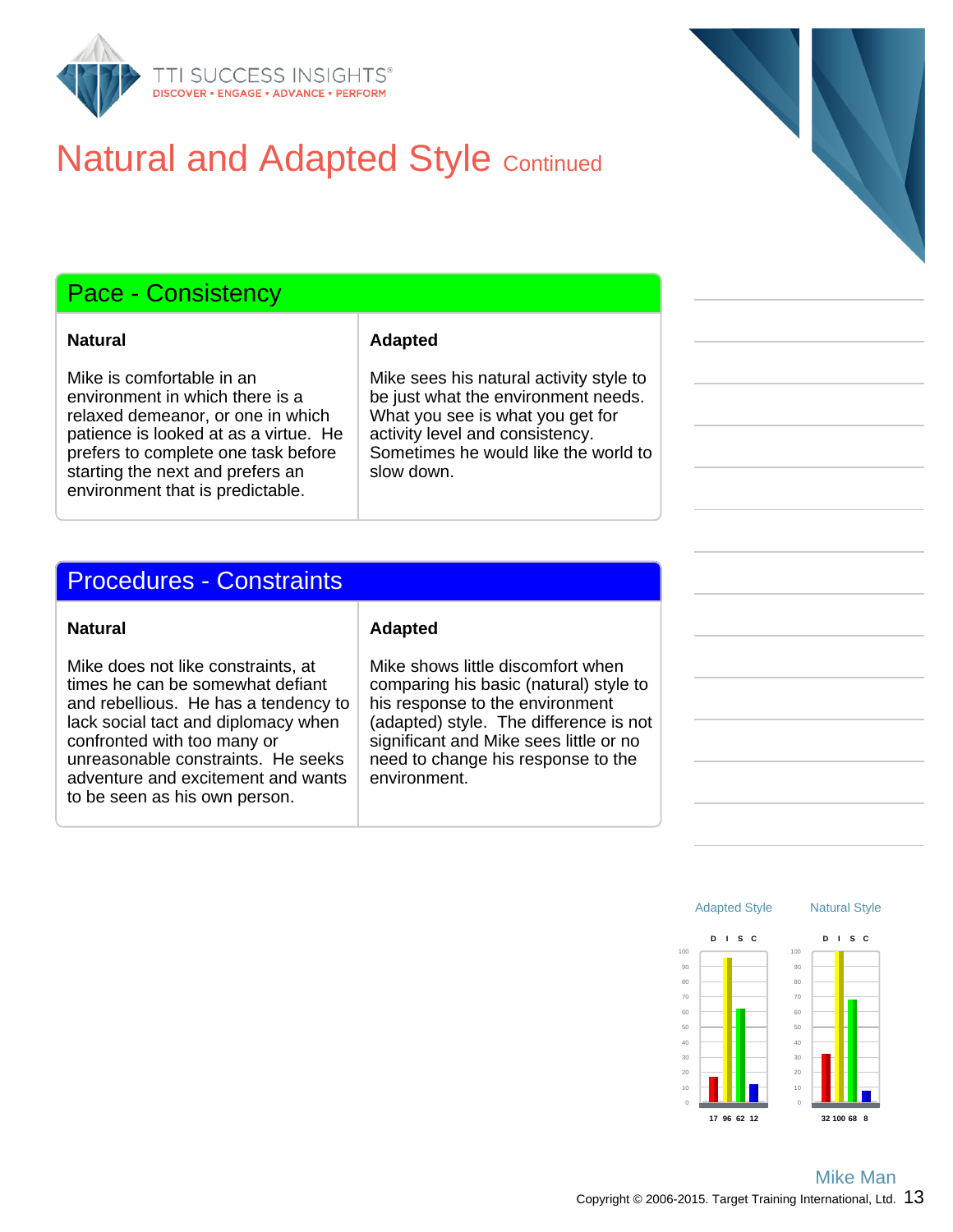# Natural and Adapted Style Continued

## Pace - Consistency

| Natural | Adapted |
| --- | --- |
| Mike is comfortable in an environment in which there is a relaxed demeanor, or one in which patience is looked at as a virtue. He prefers to complete one task before starting the next and prefers an environment that is predictable. | Mike sees his natural activity style to be just what the environment needs. What you see is what you get for activity level and consistency. Sometimes he would like the world to slow down. |

## Procedures - Constraints

| Natural | Adapted |
| --- | --- |
| Mike does not like constraints, at times he can be somewhat defiant and rebellious. He has a tendency to lack social tact and diplomacy when confronted with too many or unreasonable constraints. He seeks adventure and excitement and wants to be seen as his own person. | Mike shows little discomfort when comparing his basic (natural) style to his response to the environment (adapted) style. The difference is not significant and Mike sees little or no need to change his response to the environment. |

| | D | I | S | C |
| --- | --- | --- | --- | --- |
| Adapted Style | 17 | 96 | 62 | 12 |
| Natural Style | 32 | 100 | 68 | 8 |

Mike Man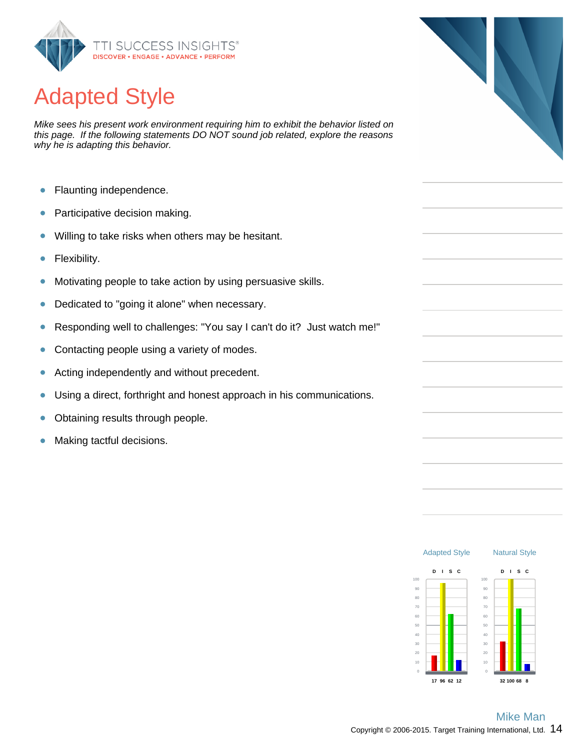# Adapted Style

*Mike sees his present work environment requiring him to exhibit the behavior listed on this page. If the following statements DO NOT sound job related, explore the reasons why he is adapting this behavior.*

- Flaunting independence.
- Participative decision making.
- Willing to take risks when others may be hesitant.
- Flexibility.
- Motivating people to take action by using persuasive skills.
- Dedicated to "going it alone" when necessary.
- Responding well to challenges: "You say I can't do it? Just watch me!"
- Contacting people using a variety of modes.
- Acting independently and without precedent.
- Using a direct, forthright and honest approach in his communications.
- Obtaining results through people.
- Making tactful decisions.

| | D | I | S | C |
|---|---|---|---|---|
| Adapted Style | 17 | 96 | 62 | 12 |
| Natural Style | 32 | 100 | 68 | 8 |

Mike Man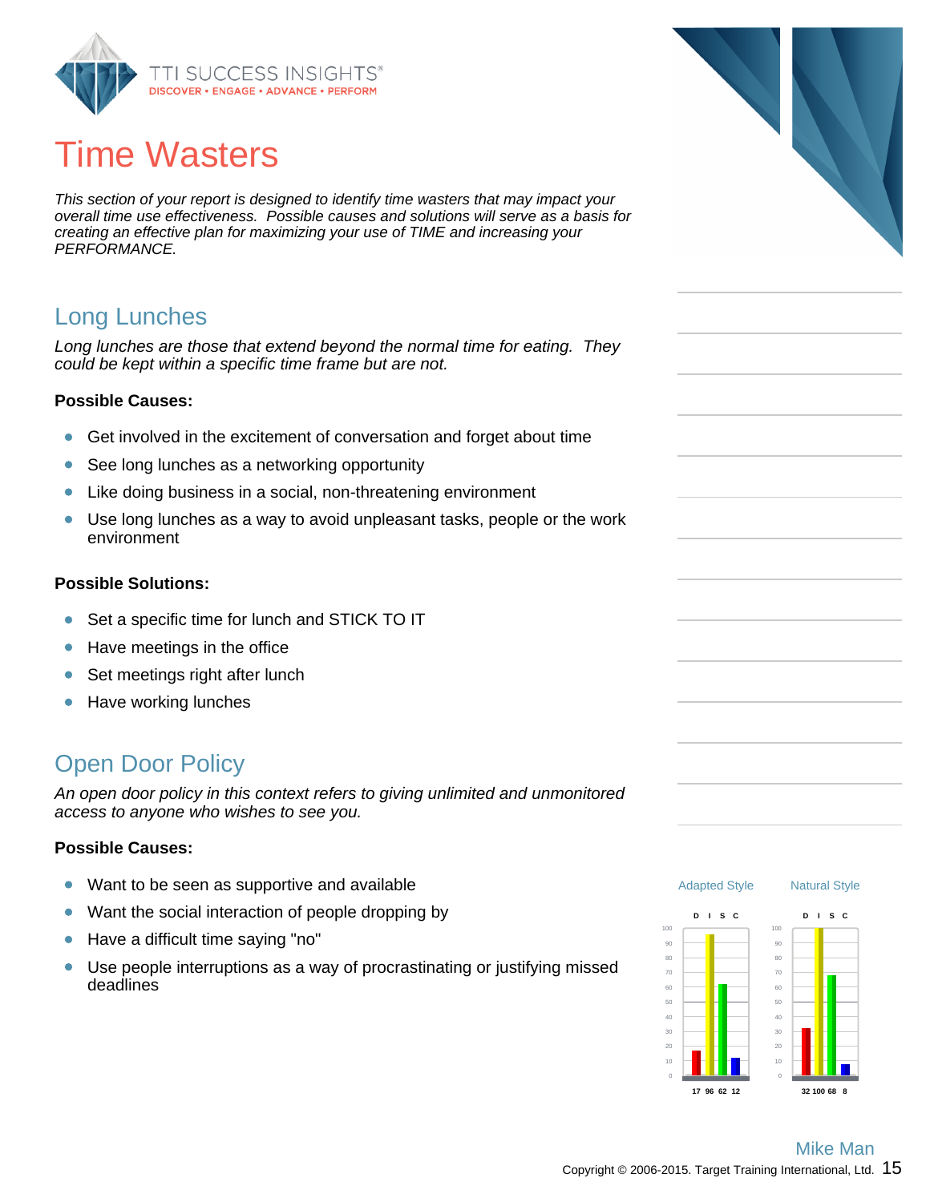# Time Wasters

*This section of your report is designed to identify time wasters that may impact your overall time use effectiveness. Possible causes and solutions will serve as a basis for creating an effective plan for maximizing your use of TIME and increasing your PERFORMANCE.*

## Long Lunches

*Long lunches are those that extend beyond the normal time for eating. They could be kept within a specific time frame but are not.*

**Possible Causes:**

- Get involved in the excitement of conversation and forget about time
- See long lunches as a networking opportunity
- Like doing business in a social, non-threatening environment
- Use long lunches as a way to avoid unpleasant tasks, people or the work environment

**Possible Solutions:**

- Set a specific time for lunch and STICK TO IT
- Have meetings in the office
- Set meetings right after lunch
- Have working lunches

## Open Door Policy

*An open door policy in this context refers to giving unlimited and unmonitored access to anyone who wishes to see you.*

**Possible Causes:**

- Want to be seen as supportive and available
- Want the social interaction of people dropping by
- Have a difficult time saying "no"
- Use people interruptions as a way of procrastinating or justifying missed deadlines

| | D | I | S | C |
|---|---|---|---|---|
| Adapted Style | 17 | 96 | 62 | 12 |
| Natural Style | 32 | 100 | 68 | 8 |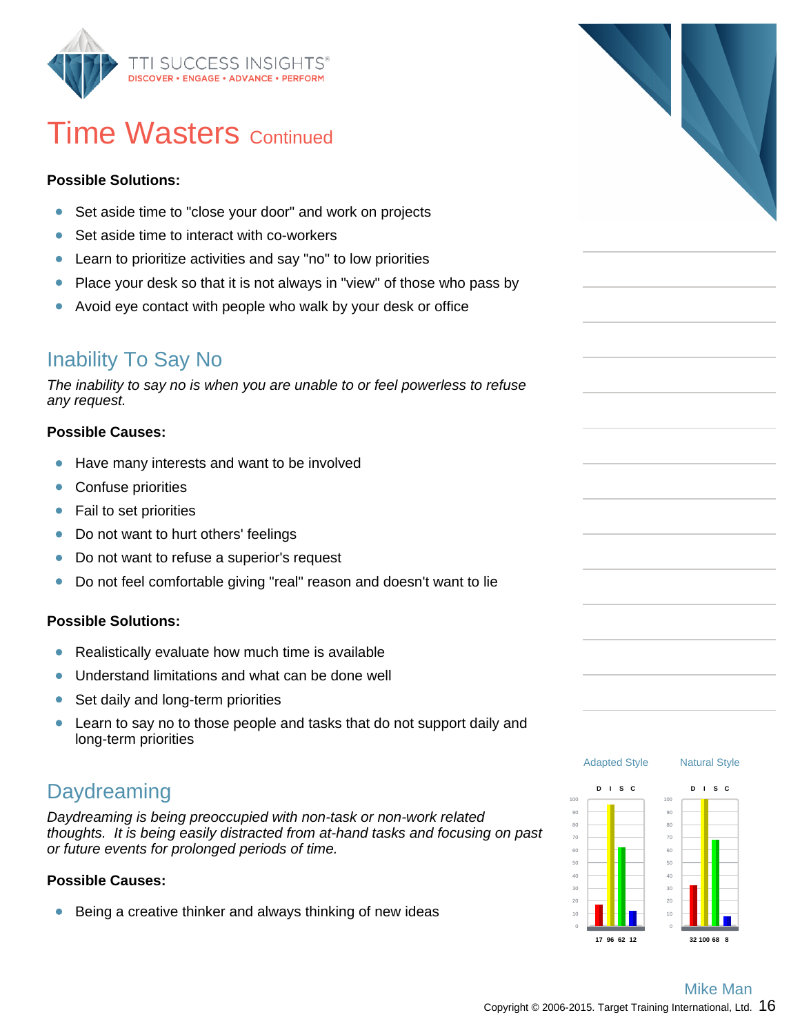# Time Wasters Continued

**Possible Solutions:**

- Set aside time to "close your door" and work on projects
- Set aside time to interact with co-workers
- Learn to prioritize activities and say "no" to low priorities
- Place your desk so that it is not always in "view" of those who pass by
- Avoid eye contact with people who walk by your desk or office

## Inability To Say No

*The inability to say no is when you are unable to or feel powerless to refuse any request.*

**Possible Causes:**

- Have many interests and want to be involved
- Confuse priorities
- Fail to set priorities
- Do not want to hurt others' feelings
- Do not want to refuse a superior's request
- Do not feel comfortable giving "real" reason and doesn't want to lie

**Possible Solutions:**

- Realistically evaluate how much time is available
- Understand limitations and what can be done well
- Set daily and long-term priorities
- Learn to say no to those people and tasks that do not support daily and long-term priorities

## Daydreaming

*Daydreaming is being preoccupied with non-task or non-work related thoughts. It is being easily distracted from at-hand tasks and focusing on past or future events for prolonged periods of time.*

**Possible Causes:**

- Being a creative thinker and always thinking of new ideas

| | D | I | S | C |
|---|---|---|---|---|
| Adapted Style | 17 | 96 | 62 | 12 |
| Natural Style | 32 | 100 | 68 | 8 |

Mike Man

Copyright © 2006-2015. Target Training International, Ltd.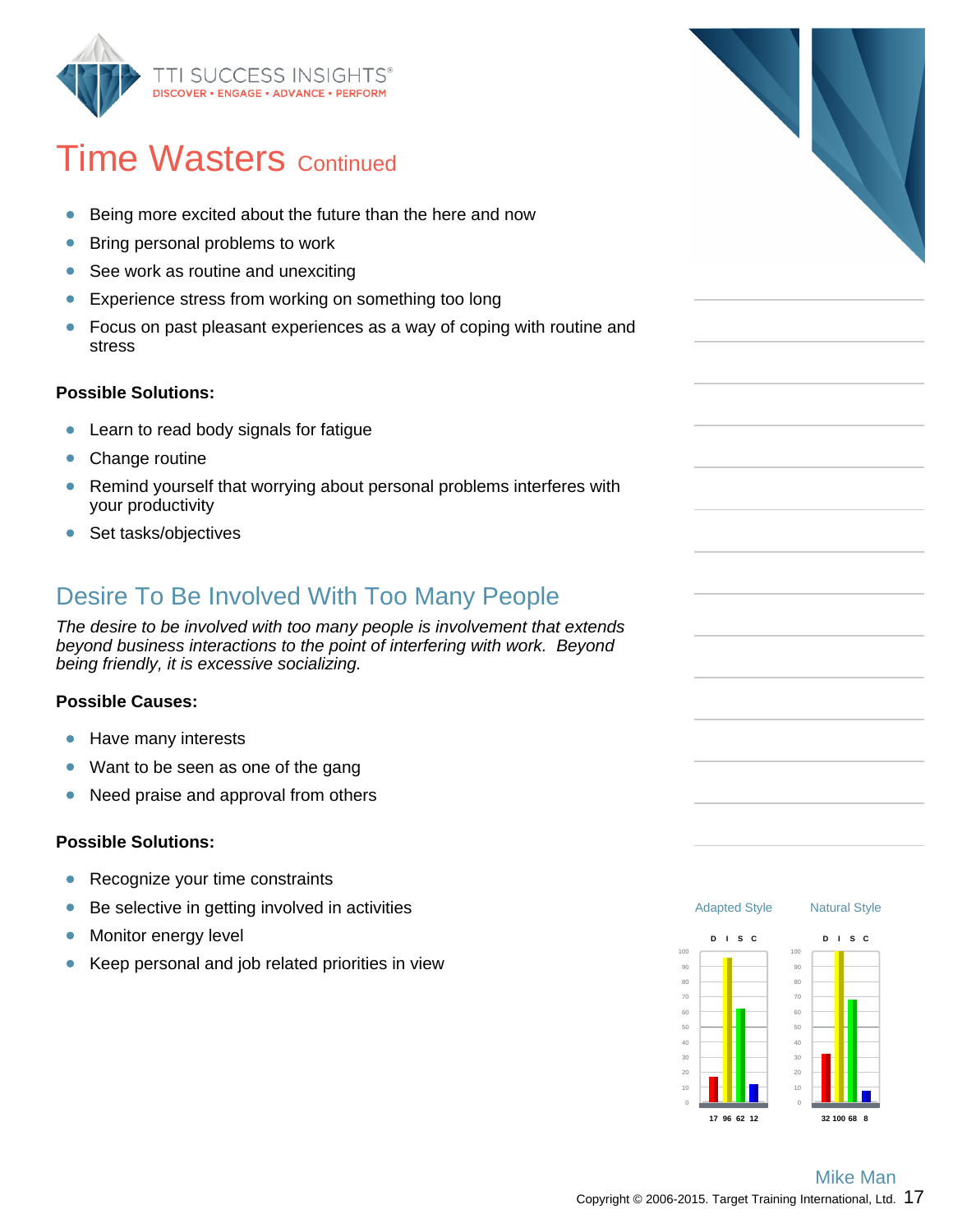# Time Wasters Continued

- Being more excited about the future than the here and now
- Bring personal problems to work
- See work as routine and unexciting
- Experience stress from working on something too long
- Focus on past pleasant experiences as a way of coping with routine and stress

**Possible Solutions:**

- Learn to read body signals for fatigue
- Change routine
- Remind yourself that worrying about personal problems interferes with your productivity
- Set tasks/objectives

## Desire To Be Involved With Too Many People

*The desire to be involved with too many people is involvement that extends beyond business interactions to the point of interfering with work. Beyond being friendly, it is excessive socializing.*

**Possible Causes:**

- Have many interests
- Want to be seen as one of the gang
- Need praise and approval from others

**Possible Solutions:**

- Recognize your time constraints
- Be selective in getting involved in activities
- Monitor energy level
- Keep personal and job related priorities in view

| | D | I | S | C |
|---|---|---|---|---|
| Adapted Style | 17 | 96 | 62 | 12 |
| Natural Style | 32 | 100 | 68 | 8 |

Mike Man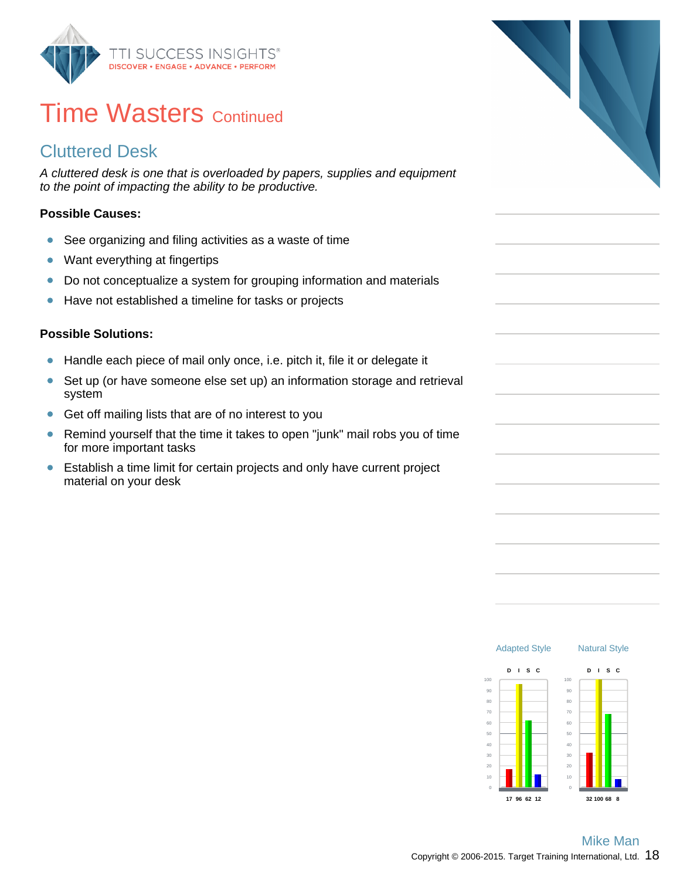# Time Wasters Continued

## Cluttered Desk

*A cluttered desk is one that is overloaded by papers, supplies and equipment to the point of impacting the ability to be productive.*

**Possible Causes:**

- See organizing and filing activities as a waste of time
- Want everything at fingertips
- Do not conceptualize a system for grouping information and materials
- Have not established a timeline for tasks or projects

**Possible Solutions:**

- Handle each piece of mail only once, i.e. pitch it, file it or delegate it
- Set up (or have someone else set up) an information storage and retrieval system
- Get off mailing lists that are of no interest to you
- Remind yourself that the time it takes to open "junk" mail robs you of time for more important tasks
- Establish a time limit for certain projects and only have current project material on your desk

| | D | I | S | C |
|---|---|---|---|---|
| Adapted Style | 17 | 96 | 62 | 12 |
| Natural Style | 32 | 100 | 68 | 8 |

Mike Man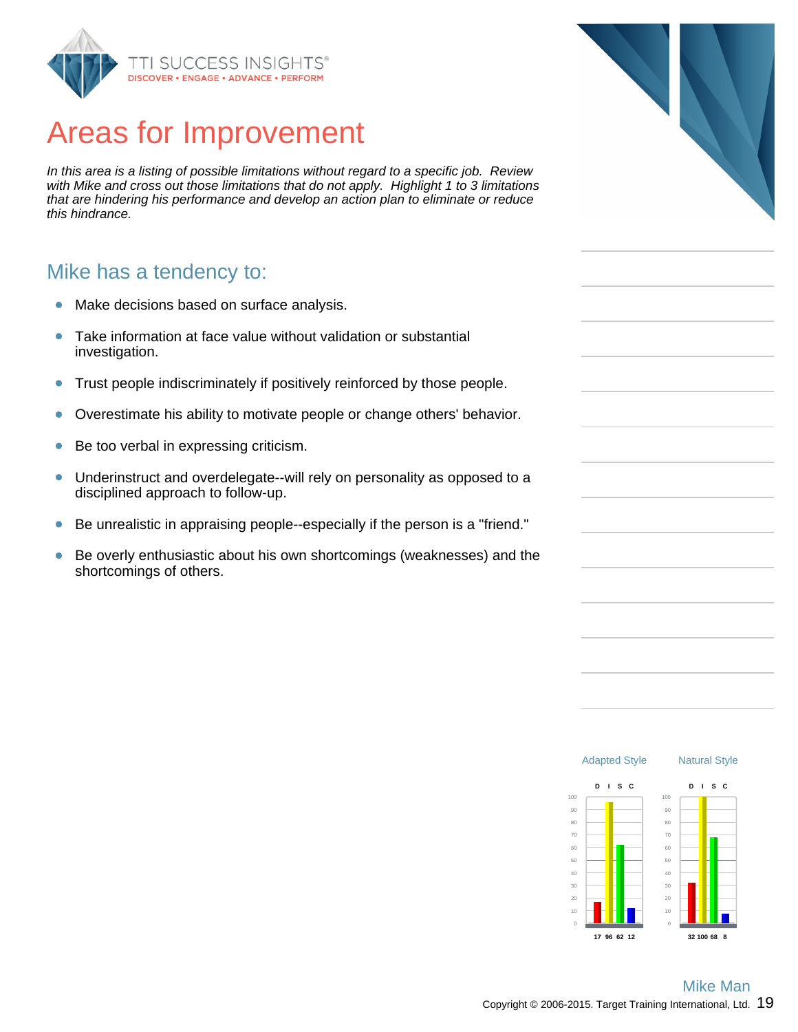# Areas for Improvement

*In this area is a listing of possible limitations without regard to a specific job. Review with Mike and cross out those limitations that do not apply. Highlight 1 to 3 limitations that are hindering his performance and develop an action plan to eliminate or reduce this hindrance.*

## Mike has a tendency to:

- Make decisions based on surface analysis.
- Take information at face value without validation or substantial investigation.
- Trust people indiscriminately if positively reinforced by those people.
- Overestimate his ability to motivate people or change others' behavior.
- Be too verbal in expressing criticism.
- Underinstruct and overdelegate--will rely on personality as opposed to a disciplined approach to follow-up.
- Be unrealistic in appraising people--especially if the person is a "friend."
- Be overly enthusiastic about his own shortcomings (weaknesses) and the shortcomings of others.

| | D | I | S | C |
|---|---|---|---|---|
| Adapted Style | 17 | 96 | 62 | 12 |
| Natural Style | 32 | 100 | 68 | 8 |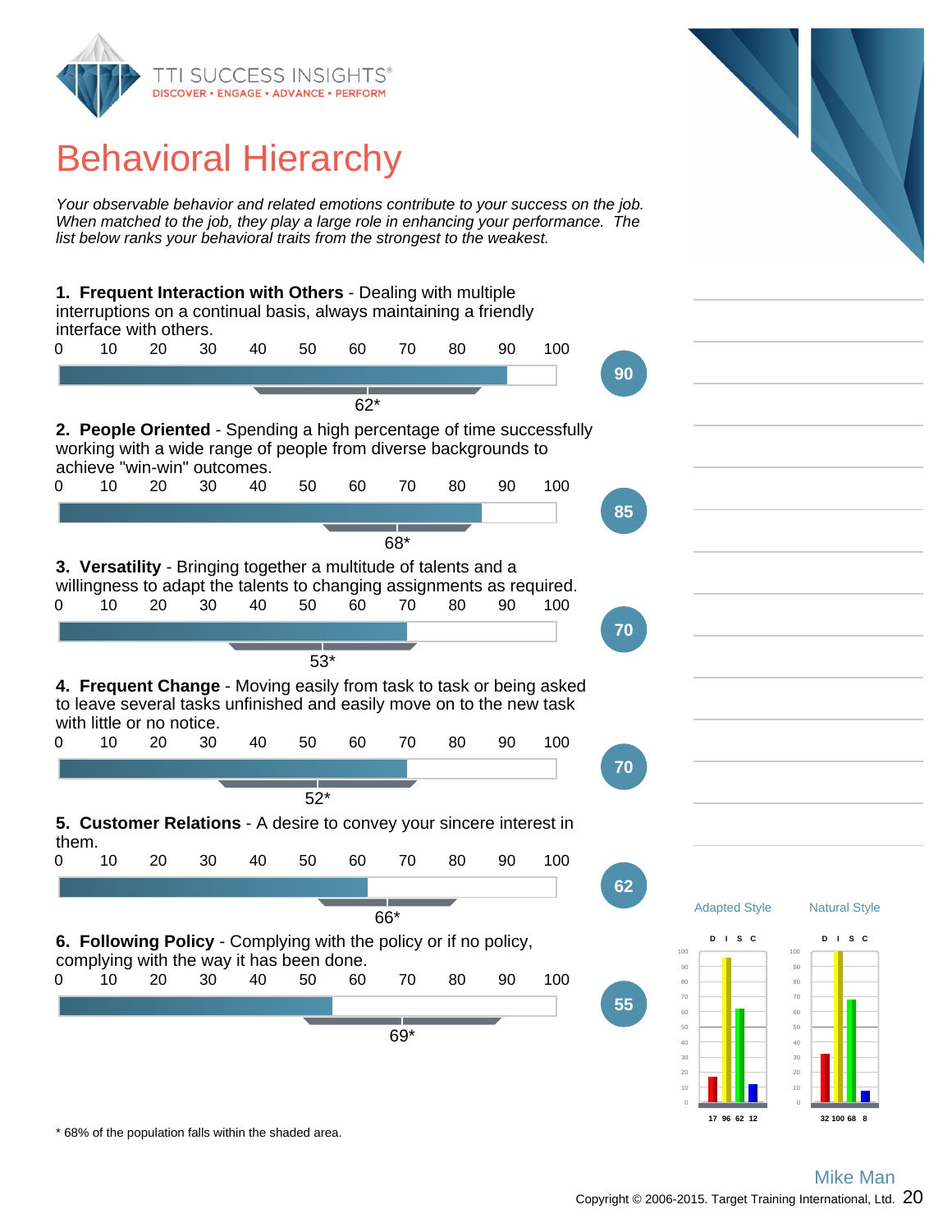# Behavioral Hierarchy

*Your observable behavior and related emotions contribute to your success on the job. When matched to the job, they play a large role in enhancing your performance. The list below ranks your behavioral traits from the strongest to the weakest.*

**1. Frequent Interaction with Others** - Dealing with multiple interruptions on a continual basis, always maintaining a friendly interface with others.

Score: 90 — Population: 62*

**2. People Oriented** - Spending a high percentage of time successfully working with a wide range of people from diverse backgrounds to achieve "win-win" outcomes.

Score: 85 — Population: 68*

**3. Versatility** - Bringing together a multitude of talents and a willingness to adapt the talents to changing assignments as required.

Score: 70 — Population: 53*

**4. Frequent Change** - Moving easily from task to task or being asked to leave several tasks unfinished and easily move on to the new task with little or no notice.

Score: 70 — Population: 52*

**5. Customer Relations** - A desire to convey your sincere interest in them.

Score: 62 — Population: 66*

**6. Following Policy** - Complying with the policy or if no policy, complying with the way it has been done.

Score: 55 — Population: 69*

\* 68% of the population falls within the shaded area.

| | D | I | S | C |
|---|---|---|---|---|
| Adapted Style | 17 | 96 | 62 | 12 |
| Natural Style | 32 | 100 | 68 | 8 |

Mike Man

Copyright © 2006-2015. Target Training International, Ltd.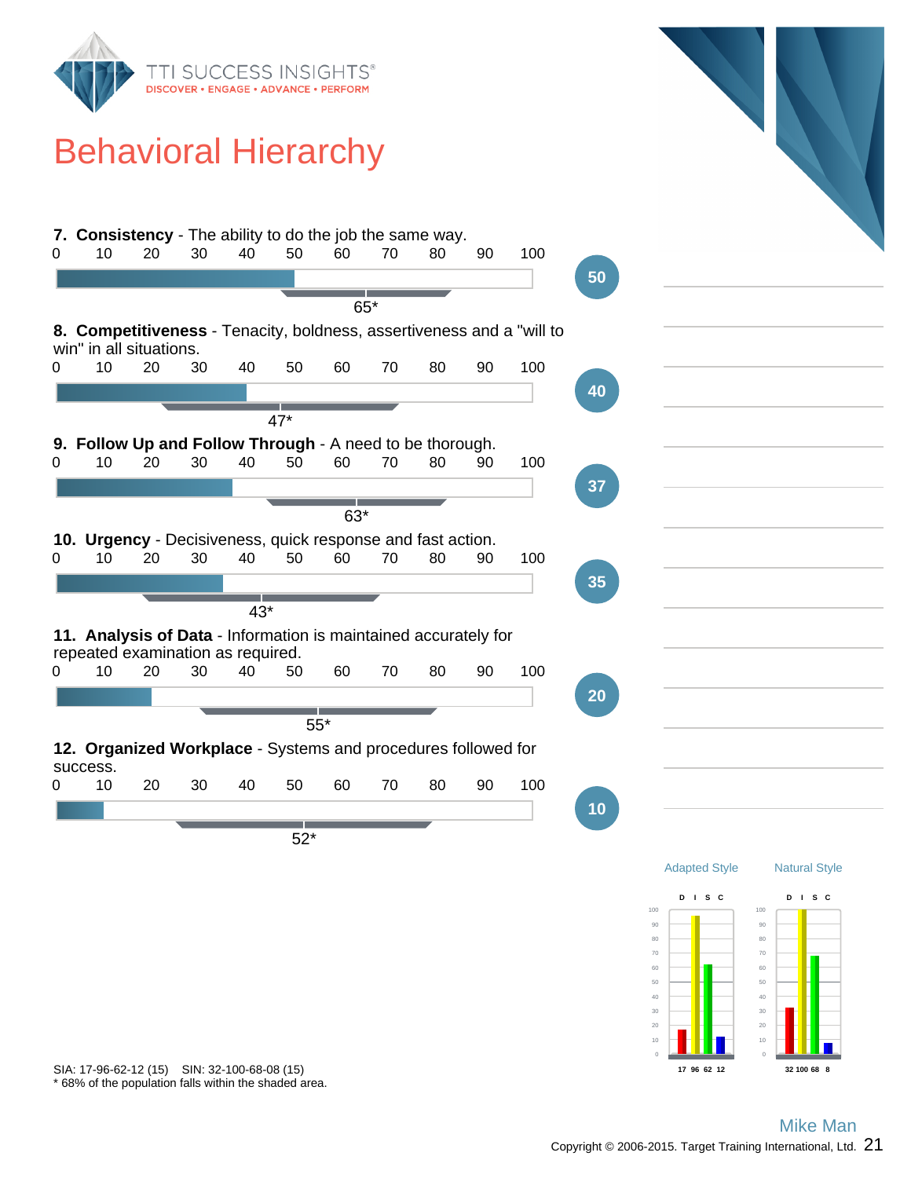# Behavioral Hierarchy

**7. Consistency** - The ability to do the job the same way.

Score: 50 (65*)

**8. Competitiveness** - Tenacity, boldness, assertiveness and a "will to win" in all situations.

Score: 40 (47*)

**9. Follow Up and Follow Through** - A need to be thorough.

Score: 37 (63*)

**10. Urgency** - Decisiveness, quick response and fast action.

Score: 35 (43*)

**11. Analysis of Data** - Information is maintained accurately for repeated examination as required.

Score: 20 (55*)

**12. Organized Workplace** - Systems and procedures followed for success.

Score: 10 (52*)

| | D | I | S | C |
|---|---|---|---|---|
| Adapted Style | 17 | 96 | 62 | 12 |
| Natural Style | 32 | 100 | 68 | 8 |

SIA: 17-96-62-12 (15) SIN: 32-100-68-08 (15)

* 68% of the population falls within the shaded area.

Mike Man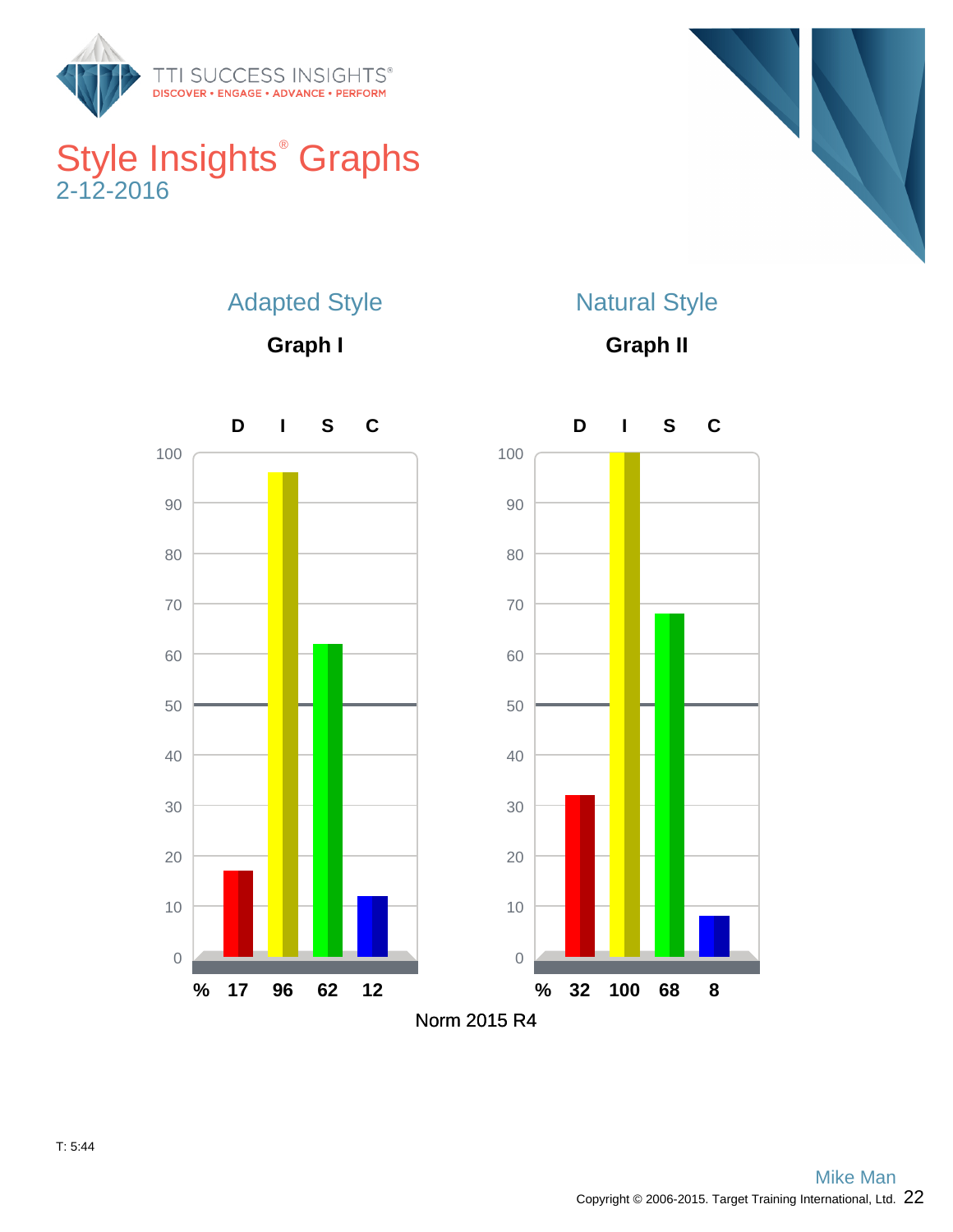# Style Insights® Graphs

2-12-2016

## Adapted Style

### Graph I

| | D | I | S | C |
|---|---|---|---|---|
| % | 17 | 96 | 62 | 12 |

## Natural Style

### Graph II

| | D | I | S | C |
|---|---|---|---|---|
| % | 32 | 100 | 68 | 8 |

Norm 2015 R4

T: 5:44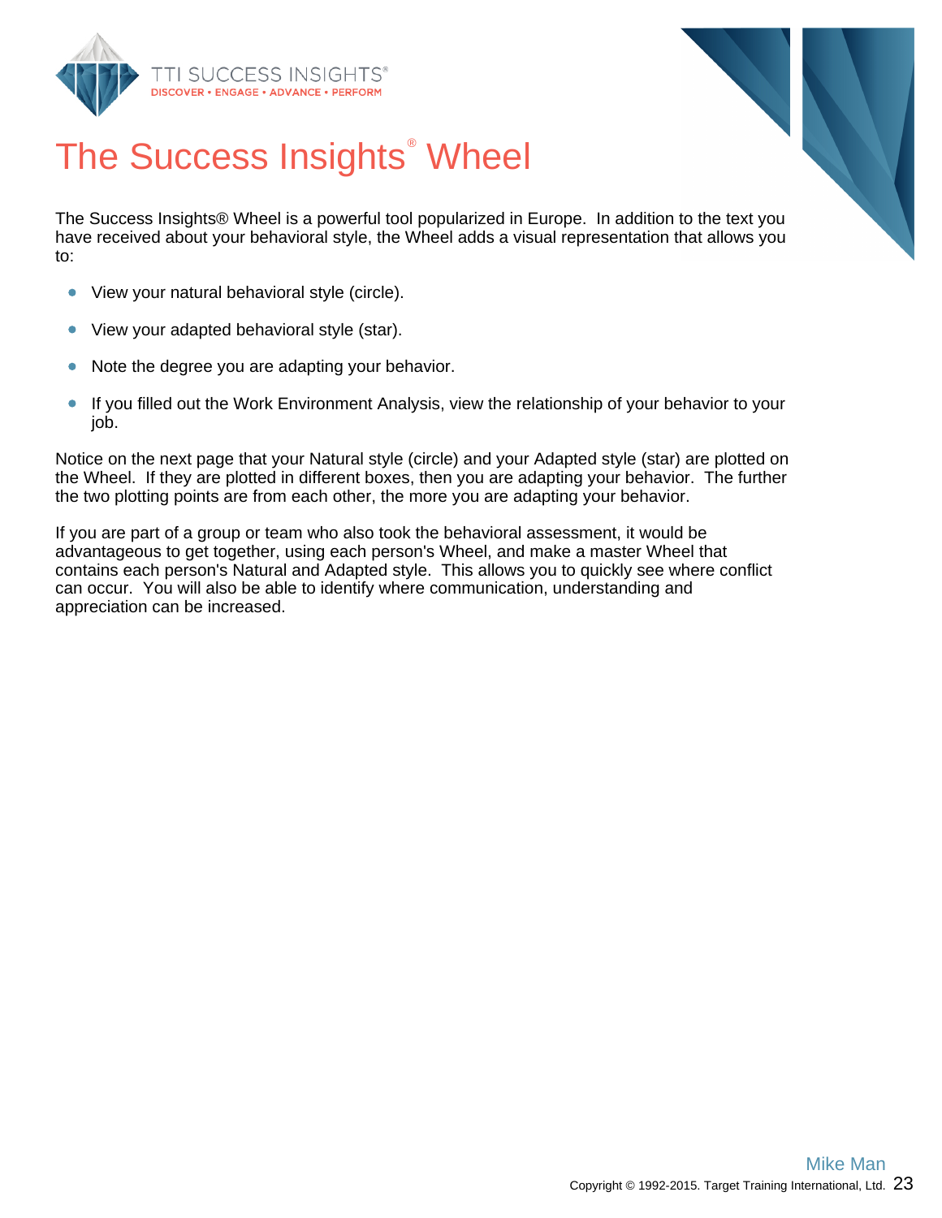# The Success Insights® Wheel

The Success Insights® Wheel is a powerful tool popularized in Europe. In addition to the text you have received about your behavioral style, the Wheel adds a visual representation that allows you to:

- View your natural behavioral style (circle).
- View your adapted behavioral style (star).
- Note the degree you are adapting your behavior.
- If you filled out the Work Environment Analysis, view the relationship of your behavior to your job.

Notice on the next page that your Natural style (circle) and your Adapted style (star) are plotted on the Wheel. If they are plotted in different boxes, then you are adapting your behavior. The further the two plotting points are from each other, the more you are adapting your behavior.

If you are part of a group or team who also took the behavioral assessment, it would be advantageous to get together, using each person's Wheel, and make a master Wheel that contains each person's Natural and Adapted style. This allows you to quickly see where conflict can occur. You will also be able to identify where communication, understanding and appreciation can be increased.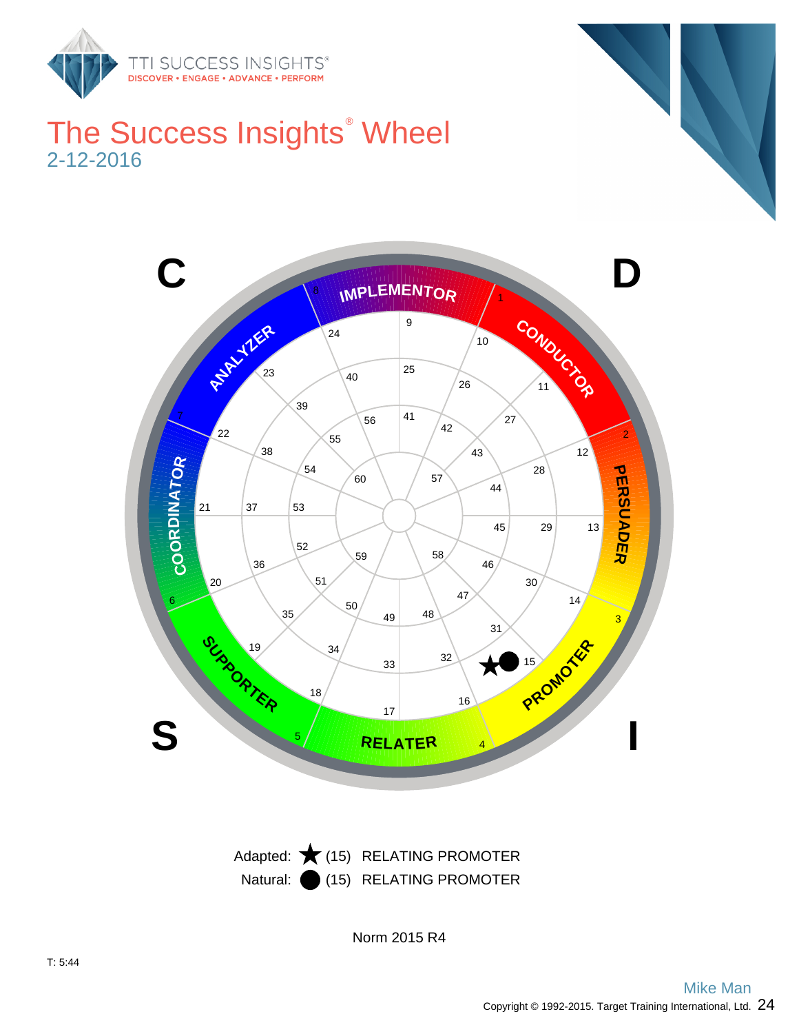# The Success Insights® Wheel

2-12-2016

Adapted: ★ (15) RELATING PROMOTER

Natural: ● (15) RELATING PROMOTER

Norm 2015 R4

T: 5:44

Mike Man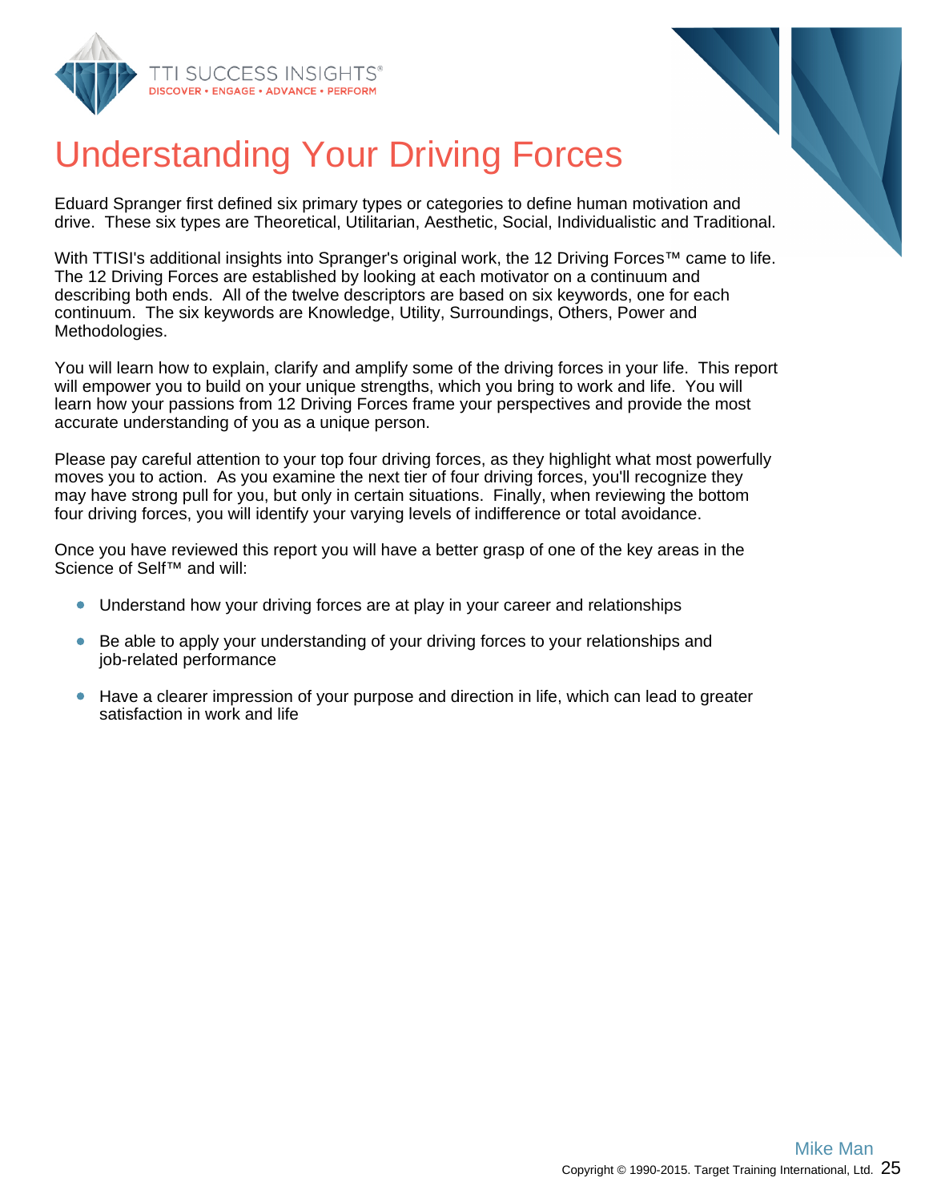# Understanding Your Driving Forces

Eduard Spranger first defined six primary types or categories to define human motivation and drive. These six types are Theoretical, Utilitarian, Aesthetic, Social, Individualistic and Traditional.

With TTISI's additional insights into Spranger's original work, the 12 Driving Forces™ came to life. The 12 Driving Forces are established by looking at each motivator on a continuum and describing both ends. All of the twelve descriptors are based on six keywords, one for each continuum. The six keywords are Knowledge, Utility, Surroundings, Others, Power and Methodologies.

You will learn how to explain, clarify and amplify some of the driving forces in your life. This report will empower you to build on your unique strengths, which you bring to work and life. You will learn how your passions from 12 Driving Forces frame your perspectives and provide the most accurate understanding of you as a unique person.

Please pay careful attention to your top four driving forces, as they highlight what most powerfully moves you to action. As you examine the next tier of four driving forces, you'll recognize they may have strong pull for you, but only in certain situations. Finally, when reviewing the bottom four driving forces, you will identify your varying levels of indifference or total avoidance.

Once you have reviewed this report you will have a better grasp of one of the key areas in the Science of Self™ and will:

- Understand how your driving forces are at play in your career and relationships
- Be able to apply your understanding of your driving forces to your relationships and job-related performance
- Have a clearer impression of your purpose and direction in life, which can lead to greater satisfaction in work and life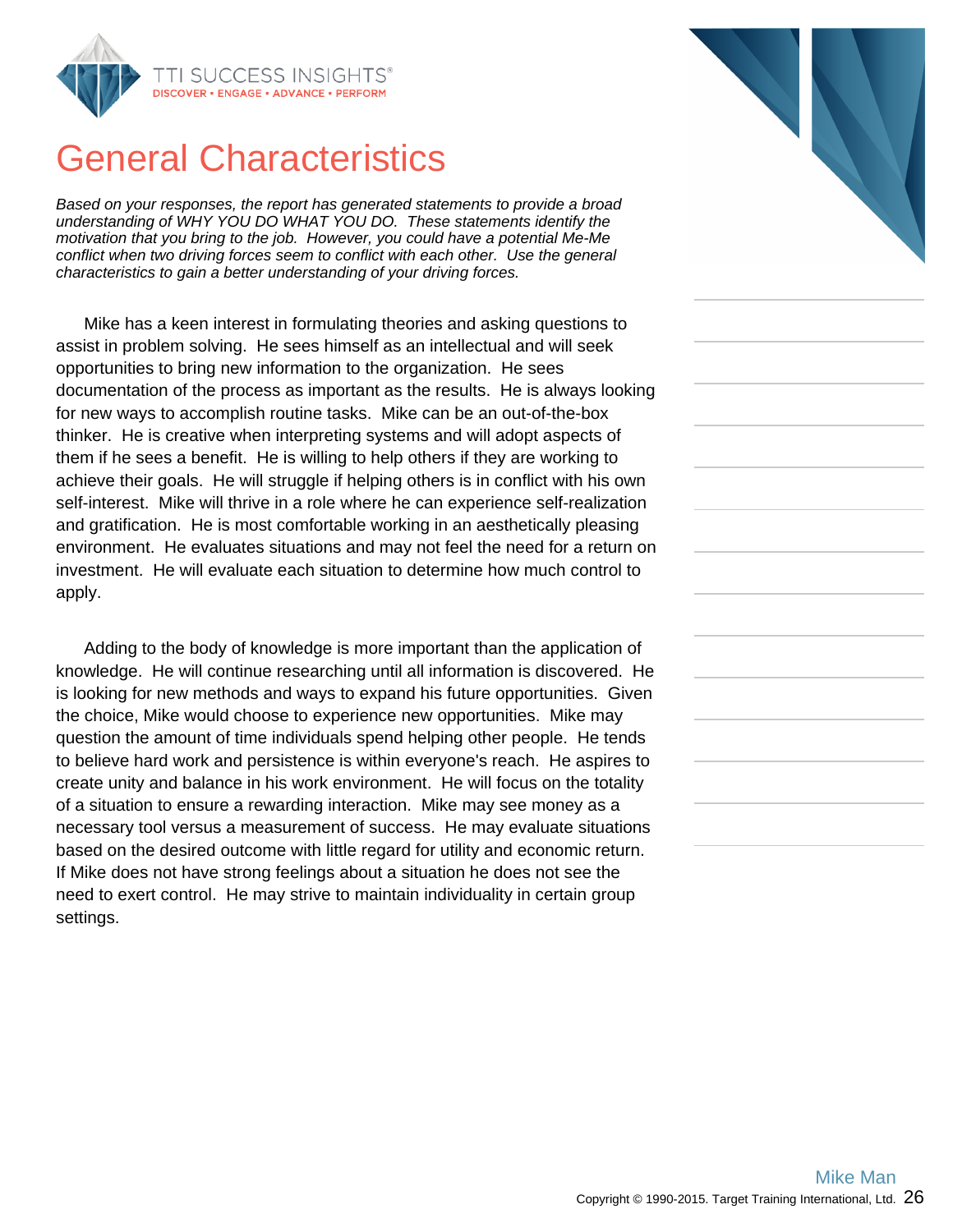# General Characteristics

*Based on your responses, the report has generated statements to provide a broad understanding of WHY YOU DO WHAT YOU DO. These statements identify the motivation that you bring to the job. However, you could have a potential Me-Me conflict when two driving forces seem to conflict with each other. Use the general characteristics to gain a better understanding of your driving forces.*

Mike has a keen interest in formulating theories and asking questions to assist in problem solving. He sees himself as an intellectual and will seek opportunities to bring new information to the organization. He sees documentation of the process as important as the results. He is always looking for new ways to accomplish routine tasks. Mike can be an out-of-the-box thinker. He is creative when interpreting systems and will adopt aspects of them if he sees a benefit. He is willing to help others if they are working to achieve their goals. He will struggle if helping others is in conflict with his own self-interest. Mike will thrive in a role where he can experience self-realization and gratification. He is most comfortable working in an aesthetically pleasing environment. He evaluates situations and may not feel the need for a return on investment. He will evaluate each situation to determine how much control to apply.

Adding to the body of knowledge is more important than the application of knowledge. He will continue researching until all information is discovered. He is looking for new methods and ways to expand his future opportunities. Given the choice, Mike would choose to experience new opportunities. Mike may question the amount of time individuals spend helping other people. He tends to believe hard work and persistence is within everyone's reach. He aspires to create unity and balance in his work environment. He will focus on the totality of a situation to ensure a rewarding interaction. Mike may see money as a necessary tool versus a measurement of success. He may evaluate situations based on the desired outcome with little regard for utility and economic return. If Mike does not have strong feelings about a situation he does not see the need to exert control. He may strive to maintain individuality in certain group settings.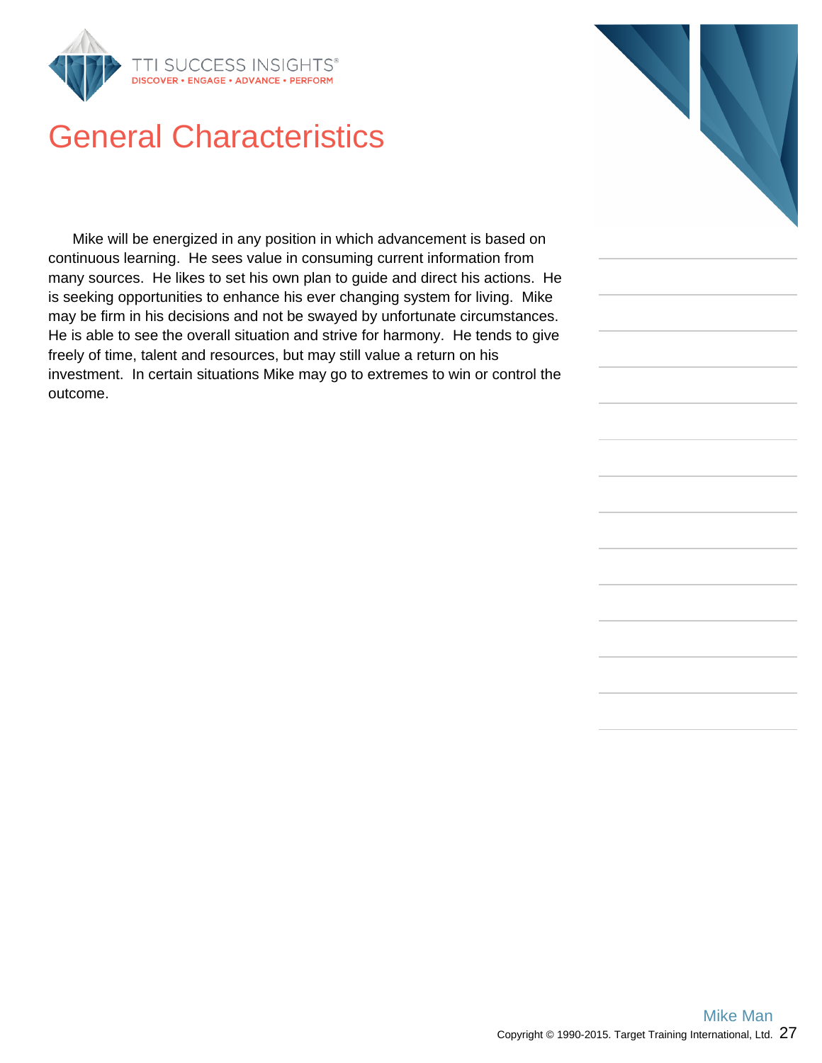# General Characteristics

Mike will be energized in any position in which advancement is based on continuous learning. He sees value in consuming current information from many sources. He likes to set his own plan to guide and direct his actions. He is seeking opportunities to enhance his ever changing system for living. Mike may be firm in his decisions and not be swayed by unfortunate circumstances. He is able to see the overall situation and strive for harmony. He tends to give freely of time, talent and resources, but may still value a return on his investment. In certain situations Mike may go to extremes to win or control the outcome.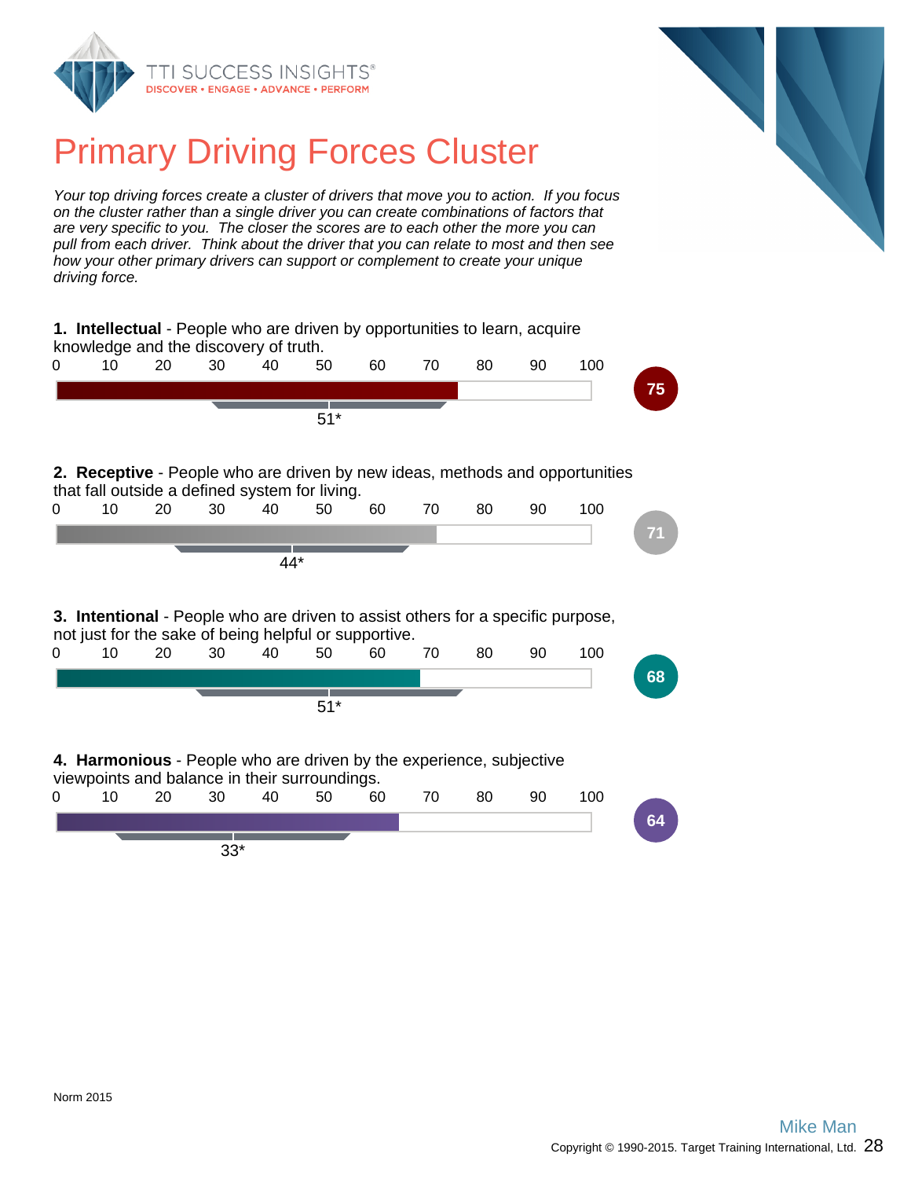# Primary Driving Forces Cluster

*Your top driving forces create a cluster of drivers that move you to action. If you focus on the cluster rather than a single driver you can create combinations of factors that are very specific to you. The closer the scores are to each other the more you can pull from each driver. Think about the driver that you can relate to most and then see how your other primary drivers can support or complement to create your unique driving force.*

**1. Intellectual** - People who are driven by opportunities to learn, acquire knowledge and the discovery of truth.

Score: 75 (Norm: 51*)

**2. Receptive** - People who are driven by new ideas, methods and opportunities that fall outside a defined system for living.

Score: 71 (Norm: 44*)

**3. Intentional** - People who are driven to assist others for a specific purpose, not just for the sake of being helpful or supportive.

Score: 68 (Norm: 51*)

**4. Harmonious** - People who are driven by the experience, subjective viewpoints and balance in their surroundings.

Score: 64 (Norm: 33*)

Norm 2015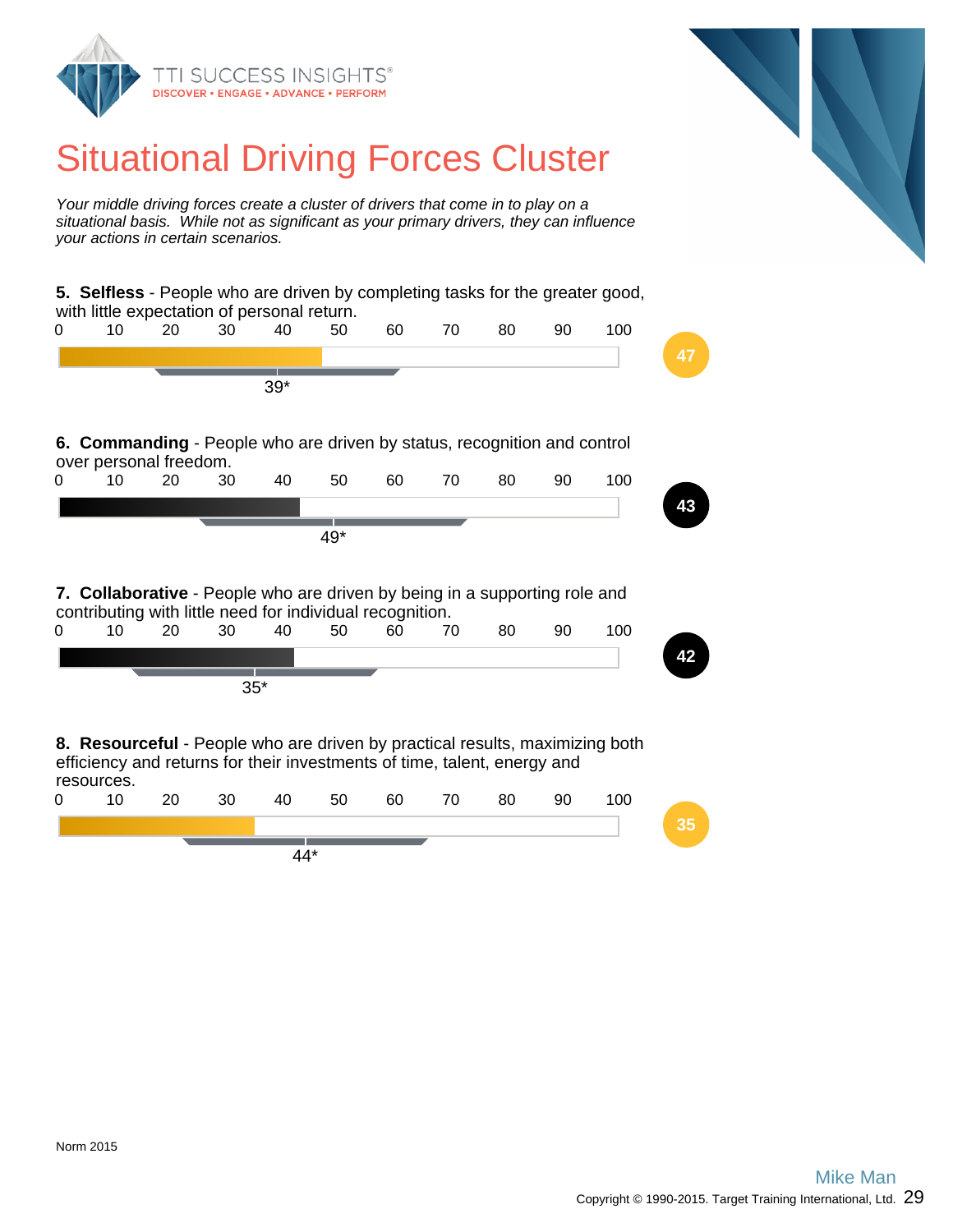# Situational Driving Forces Cluster

*Your middle driving forces create a cluster of drivers that come in to play on a situational basis. While not as significant as your primary drivers, they can influence your actions in certain scenarios.*

**5. Selfless** - People who are driven by completing tasks for the greater good, with little expectation of personal return.

0 10 20 30 40 50 60 70 80 90 100

Score: **47**

39*

**6. Commanding** - People who are driven by status, recognition and control over personal freedom.

0 10 20 30 40 50 60 70 80 90 100

Score: **43**

49*

**7. Collaborative** - People who are driven by being in a supporting role and contributing with little need for individual recognition.

0 10 20 30 40 50 60 70 80 90 100

Score: **42**

35*

**8. Resourceful** - People who are driven by practical results, maximizing both efficiency and returns for their investments of time, talent, energy and resources.

0 10 20 30 40 50 60 70 80 90 100

Score: **35**

44*

Norm 2015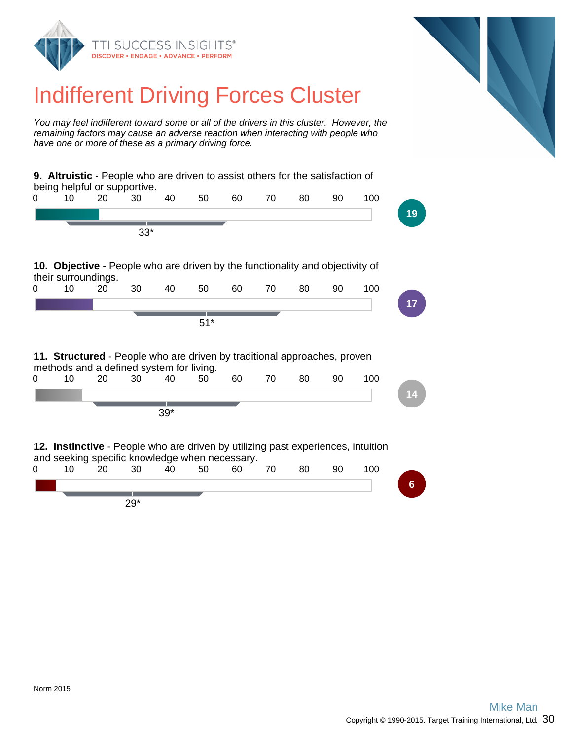# Indifferent Driving Forces Cluster

*You may feel indifferent toward some or all of the drivers in this cluster. However, the remaining factors may cause an adverse reaction when interacting with people who have one or more of these as a primary driving force.*

**9. Altruistic** - People who are driven to assist others for the satisfaction of being helpful or supportive.

0 10 20 30 40 50 60 70 80 90 100

**19**

33*

**10. Objective** - People who are driven by the functionality and objectivity of their surroundings.

0 10 20 30 40 50 60 70 80 90 100

**17**

51*

**11. Structured** - People who are driven by traditional approaches, proven methods and a defined system for living.

0 10 20 30 40 50 60 70 80 90 100

**14**

39*

**12. Instinctive** - People who are driven by utilizing past experiences, intuition and seeking specific knowledge when necessary.

0 10 20 30 40 50 60 70 80 90 100

**6**

29*

Norm 2015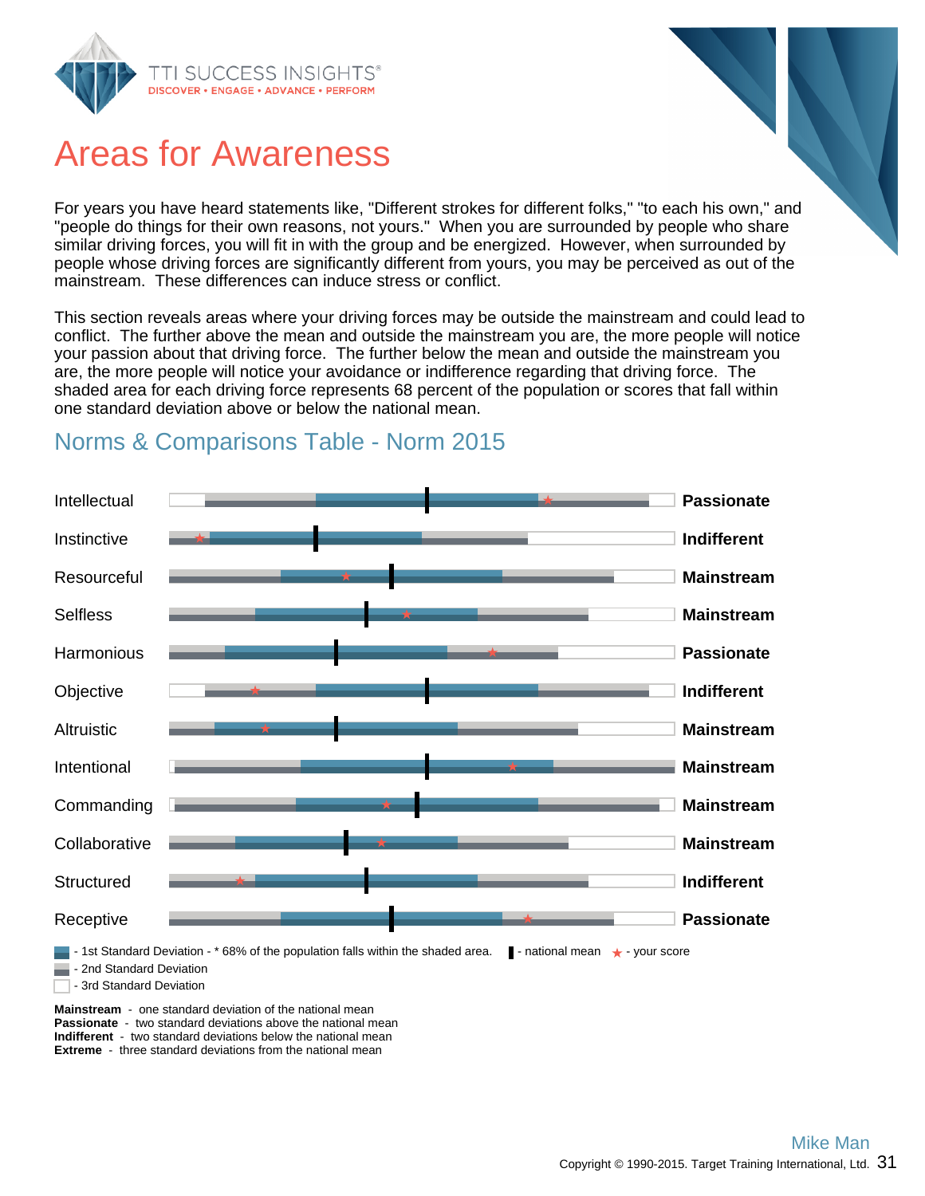# Areas for Awareness

For years you have heard statements like, "Different strokes for different folks," "to each his own," and "people do things for their own reasons, not yours." When you are surrounded by people who share similar driving forces, you will fit in with the group and be energized. However, when surrounded by people whose driving forces are significantly different from yours, you may be perceived as out of the mainstream. These differences can induce stress or conflict.

This section reveals areas where your driving forces may be outside the mainstream and could lead to conflict. The further above the mean and outside the mainstream you are, the more people will notice your passion about that driving force. The further below the mean and outside the mainstream you are, the more people will notice your avoidance or indifference regarding that driving force. The shaded area for each driving force represents 68 percent of the population or scores that fall within one standard deviation above or below the national mean.

## Norms & Comparisons Table - Norm 2015

| Driving Force | Result |
|---|---|
| Intellectual | **Passionate** |
| Instinctive | **Indifferent** |
| Resourceful | **Mainstream** |
| Selfless | **Mainstream** |
| Harmonious | **Passionate** |
| Objective | **Indifferent** |
| Altruistic | **Mainstream** |
| Intentional | **Mainstream** |
| Commanding | **Mainstream** |
| Collaborative | **Mainstream** |
| Structured | **Indifferent** |
| Receptive | **Passionate** |

- 1st Standard Deviation - * 68% of the population falls within the shaded area. ▌- national mean ★ - your score
- 2nd Standard Deviation
- 3rd Standard Deviation

**Mainstream** - one standard deviation of the national mean
**Passionate** - two standard deviations above the national mean
**Indifferent** - two standard deviations below the national mean
**Extreme** - three standard deviations from the national mean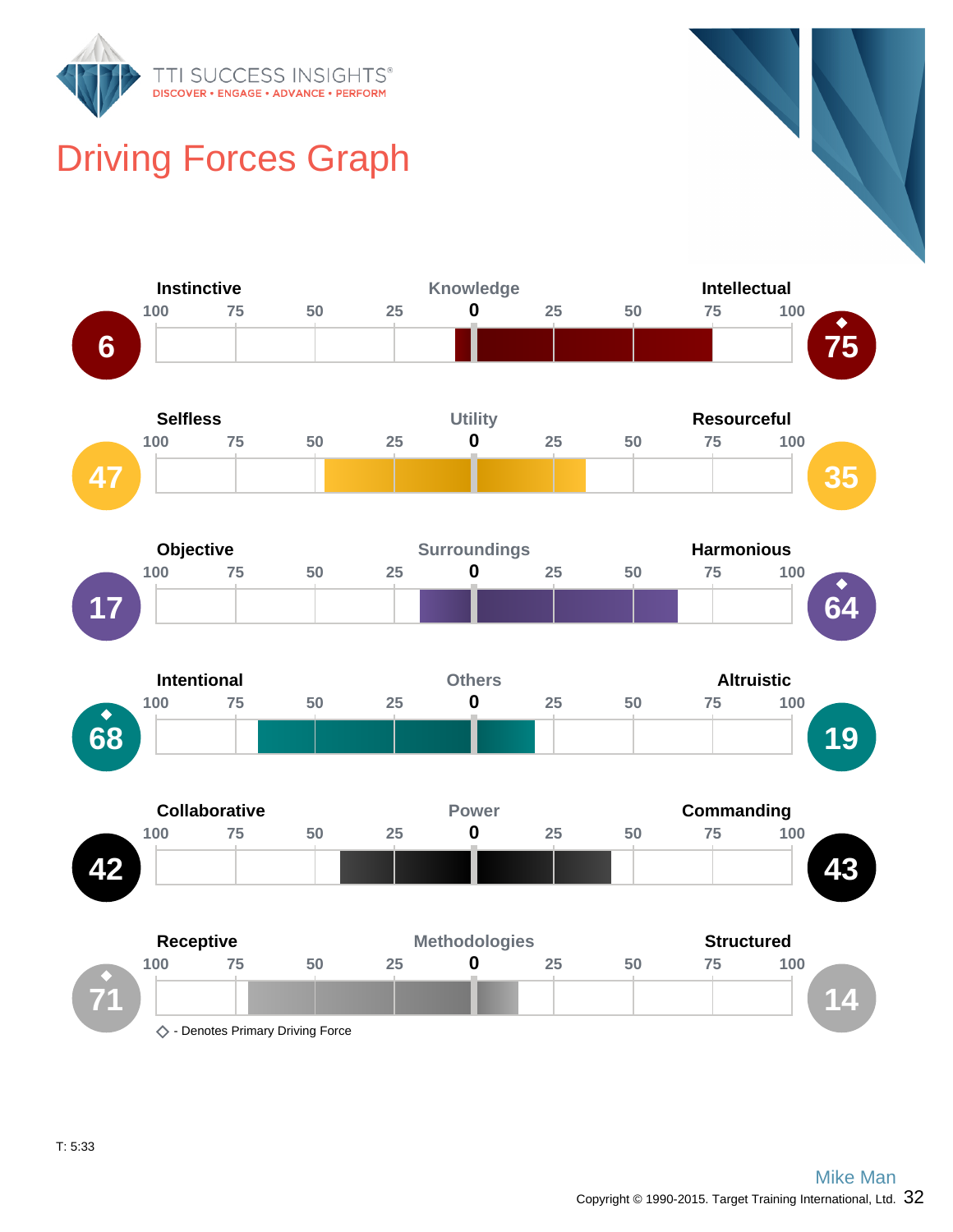# Driving Forces Graph

| Left Score | Left Label | Driving Force | Right Label | Right Score |
|---|---|---|---|---|
| 6 | Instinctive | Knowledge | Intellectual | ◆ 75 |
| 47 | Selfless | Utility | Resourceful | 35 |
| 17 | Objective | Surroundings | Harmonious | ◆ 64 |
| ◆ 68 | Intentional | Others | Altruistic | 19 |
| 42 | Collaborative | Power | Commanding | 43 |
| ◆ 71 | Receptive | Methodologies | Structured | 14 |

◇ - Denotes Primary Driving Force

T: 5:33

Mike Man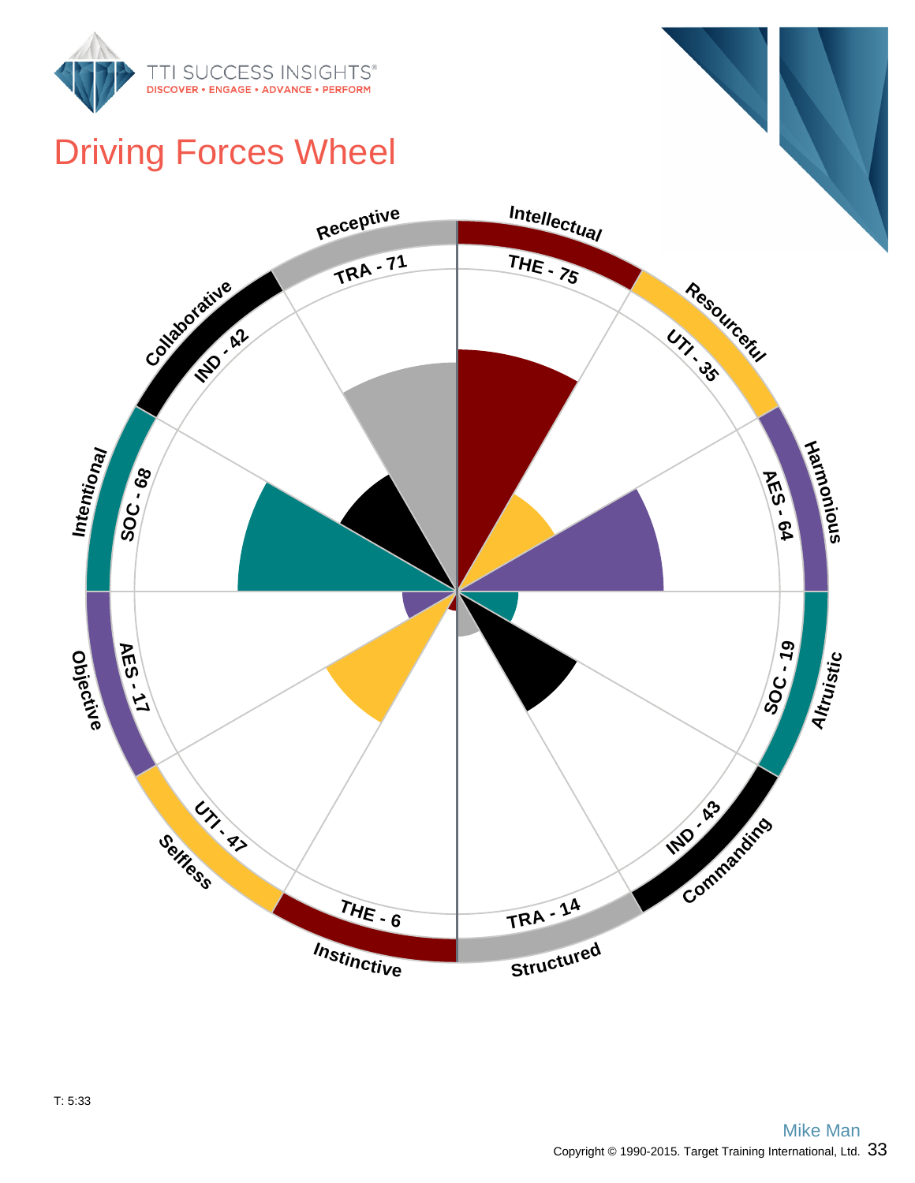# Driving Forces Wheel

Receptive
TRA - 71

Intellectual
THE - 75

Resourceful
UTI - 35

Harmonious
AES - 64

Altruistic
SOC - 19

Commanding
IND - 43

Structured
TRA - 14

Instinctive
THE - 6

Selfless
UTI - 47

Objective
AES - 17

Intentional
SOC - 68

Collaborative
IND - 42

T: 5:33

Mike Man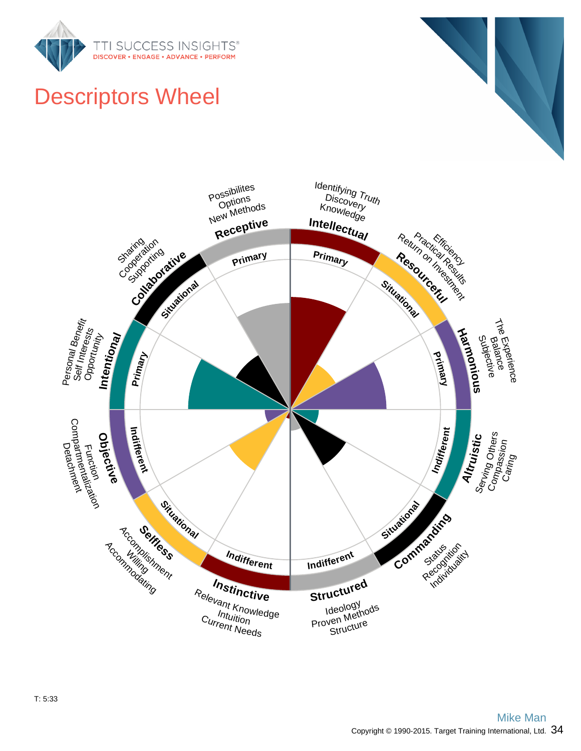# Descriptors Wheel

**Receptive** — Primary
Possibilites
Options
New Methods

**Intellectual** — Primary
Identifying Truth
Discovery
Knowledge

**Resourceful** — Situational
Efficiency
Practical Results
Return on Investment

**Harmonious** — Primary
The Experience
Balance
Subjective

**Altruistic** — Indifferent
Serving Others
Compassion
Caring

**Commanding** — Situational
Status
Recognition
Individuality

**Structured** — Indifferent
Ideology
Proven Methods
Structure

**Instinctive** — Indifferent
Relevant Knowledge
Intuition
Current Needs

**Selfless** — Situational
Accomplishment
Willing
Accommodating

**Objective** — Indifferent
Function
Compartmentalization
Detachment

**Intentional** — Primary
Personal Benefit
Self Interests
Opportunity

**Collaborative** — Situational
Sharing
Cooperation
Supporting

T: 5:33

Mike Man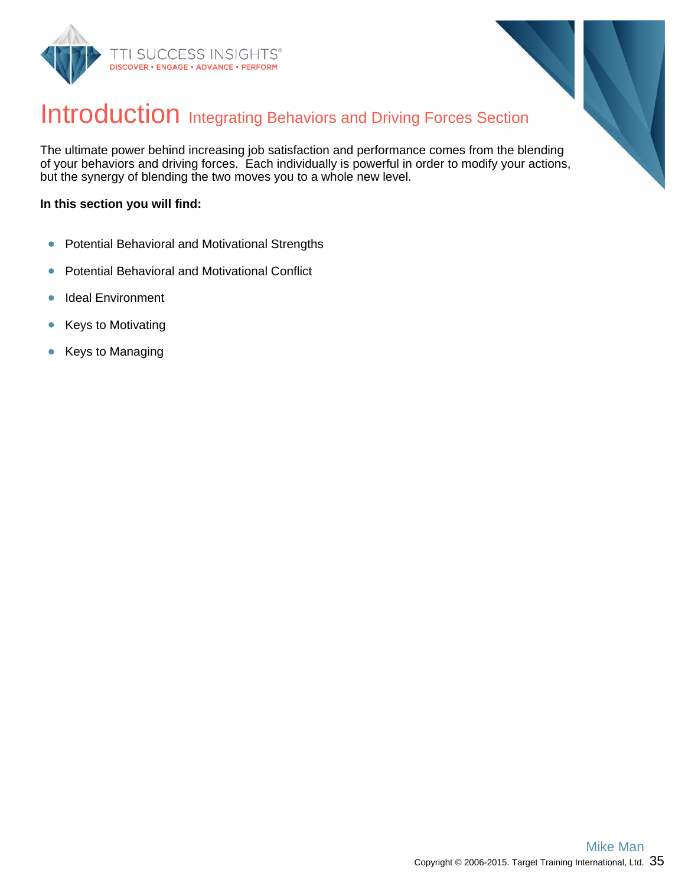# Introduction Integrating Behaviors and Driving Forces Section

The ultimate power behind increasing job satisfaction and performance comes from the blending of your behaviors and driving forces. Each individually is powerful in order to modify your actions, but the synergy of blending the two moves you to a whole new level.

**In this section you will find:**

- Potential Behavioral and Motivational Strengths
- Potential Behavioral and Motivational Conflict
- Ideal Environment
- Keys to Motivating
- Keys to Managing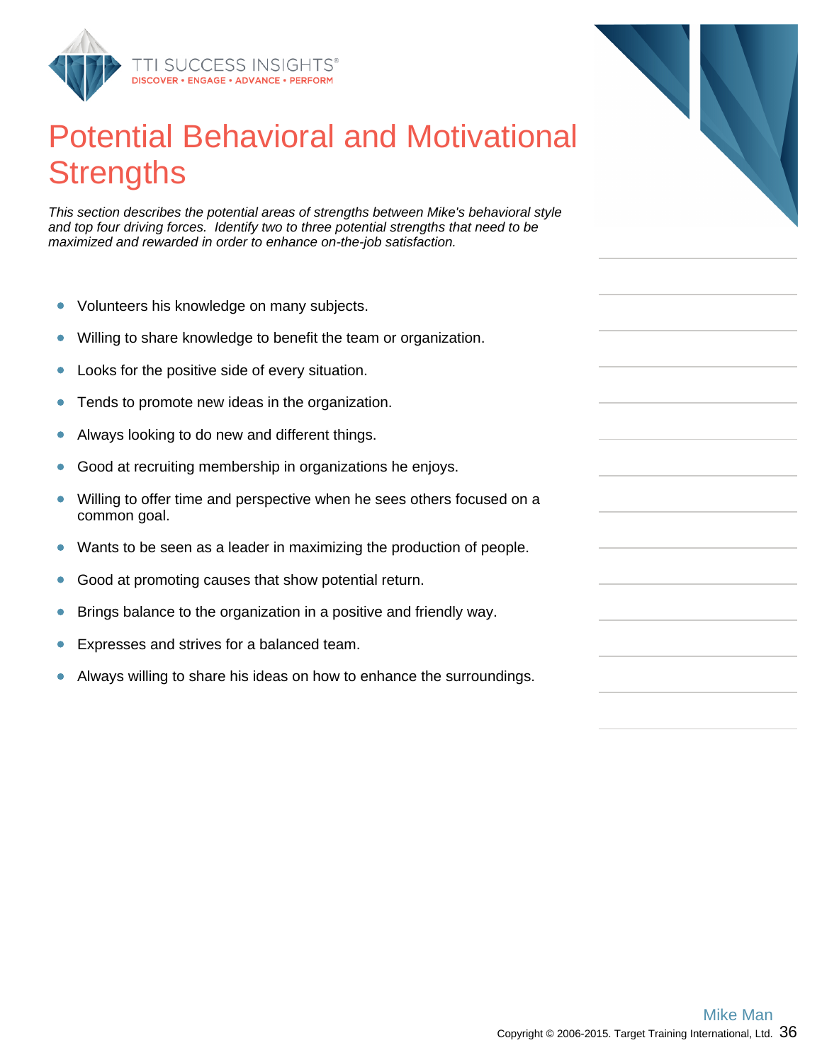# Potential Behavioral and Motivational Strengths

*This section describes the potential areas of strengths between Mike's behavioral style and top four driving forces. Identify two to three potential strengths that need to be maximized and rewarded in order to enhance on-the-job satisfaction.*

- Volunteers his knowledge on many subjects.
- Willing to share knowledge to benefit the team or organization.
- Looks for the positive side of every situation.
- Tends to promote new ideas in the organization.
- Always looking to do new and different things.
- Good at recruiting membership in organizations he enjoys.
- Willing to offer time and perspective when he sees others focused on a common goal.
- Wants to be seen as a leader in maximizing the production of people.
- Good at promoting causes that show potential return.
- Brings balance to the organization in a positive and friendly way.
- Expresses and strives for a balanced team.
- Always willing to share his ideas on how to enhance the surroundings.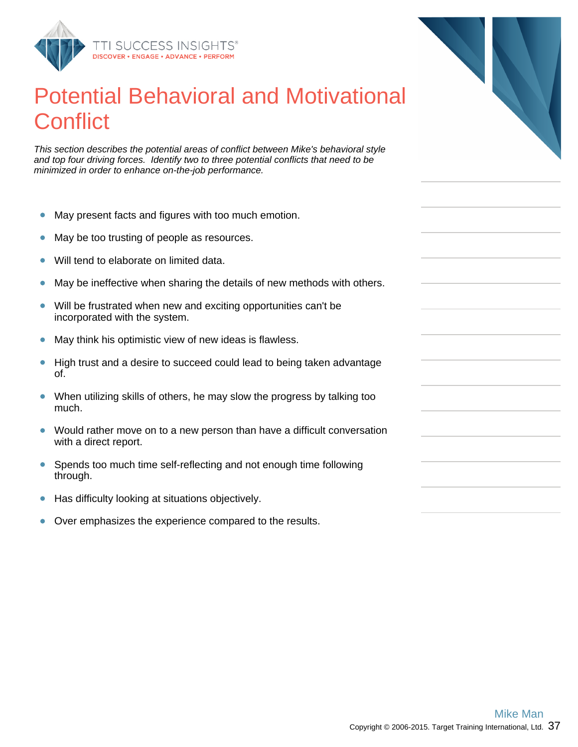# Potential Behavioral and Motivational Conflict

*This section describes the potential areas of conflict between Mike's behavioral style and top four driving forces. Identify two to three potential conflicts that need to be minimized in order to enhance on-the-job performance.*

- May present facts and figures with too much emotion.
- May be too trusting of people as resources.
- Will tend to elaborate on limited data.
- May be ineffective when sharing the details of new methods with others.
- Will be frustrated when new and exciting opportunities can't be incorporated with the system.
- May think his optimistic view of new ideas is flawless.
- High trust and a desire to succeed could lead to being taken advantage of.
- When utilizing skills of others, he may slow the progress by talking too much.
- Would rather move on to a new person than have a difficult conversation with a direct report.
- Spends too much time self-reflecting and not enough time following through.
- Has difficulty looking at situations objectively.
- Over emphasizes the experience compared to the results.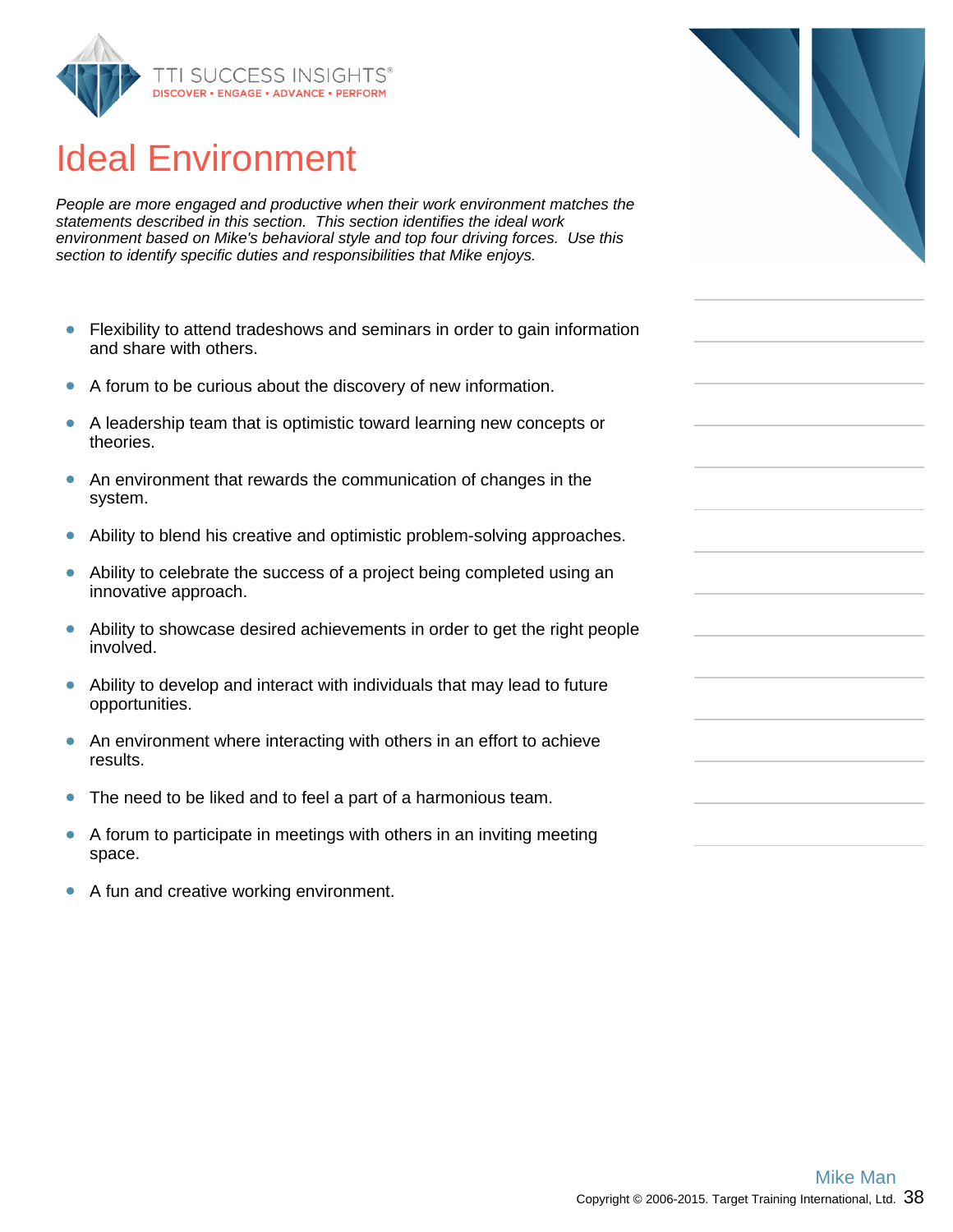# Ideal Environment

*People are more engaged and productive when their work environment matches the statements described in this section. This section identifies the ideal work environment based on Mike's behavioral style and top four driving forces. Use this section to identify specific duties and responsibilities that Mike enjoys.*

- Flexibility to attend tradeshows and seminars in order to gain information and share with others.
- A forum to be curious about the discovery of new information.
- A leadership team that is optimistic toward learning new concepts or theories.
- An environment that rewards the communication of changes in the system.
- Ability to blend his creative and optimistic problem-solving approaches.
- Ability to celebrate the success of a project being completed using an innovative approach.
- Ability to showcase desired achievements in order to get the right people involved.
- Ability to develop and interact with individuals that may lead to future opportunities.
- An environment where interacting with others in an effort to achieve results.
- The need to be liked and to feel a part of a harmonious team.
- A forum to participate in meetings with others in an inviting meeting space.
- A fun and creative working environment.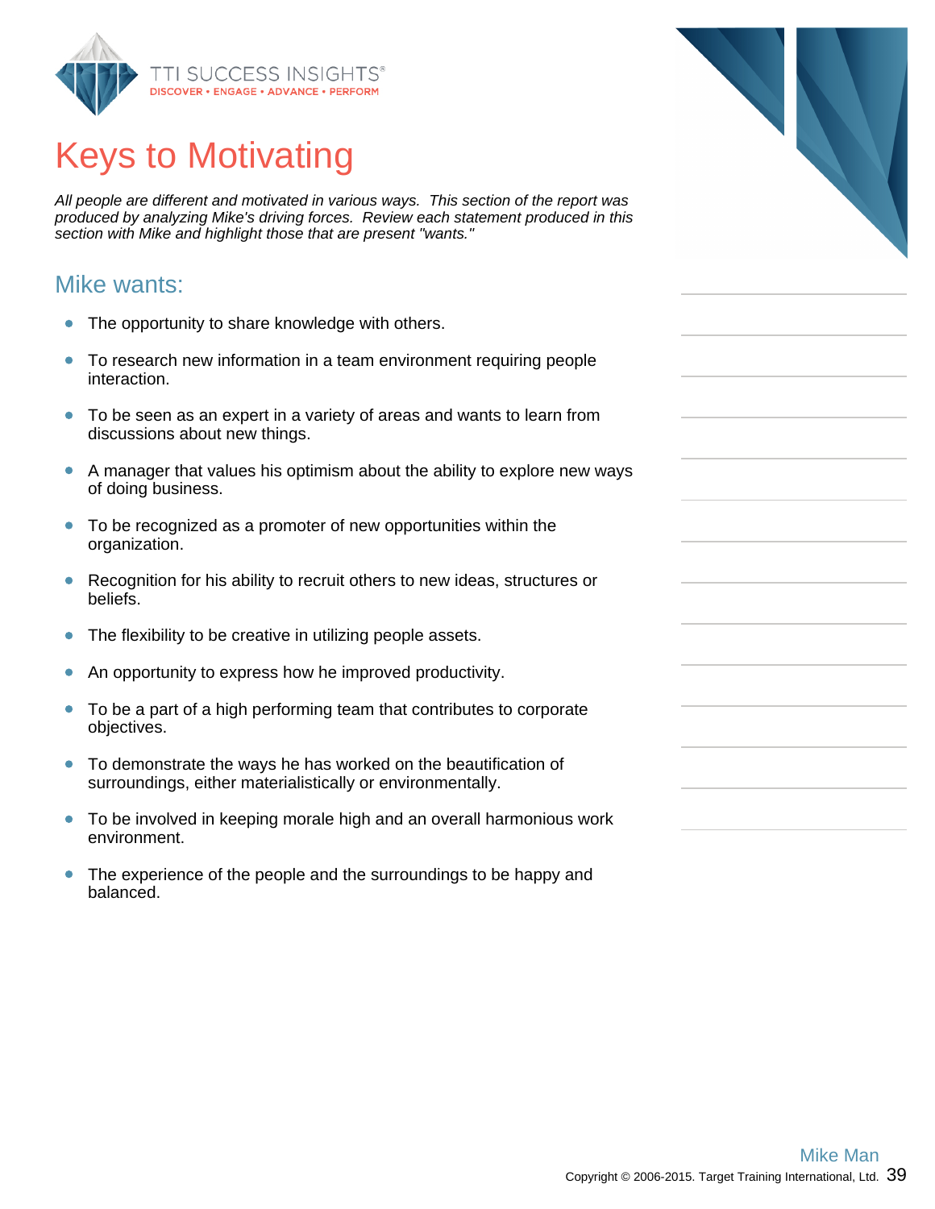# Keys to Motivating

*All people are different and motivated in various ways. This section of the report was produced by analyzing Mike's driving forces. Review each statement produced in this section with Mike and highlight those that are present "wants."*

## Mike wants:

- The opportunity to share knowledge with others.
- To research new information in a team environment requiring people interaction.
- To be seen as an expert in a variety of areas and wants to learn from discussions about new things.
- A manager that values his optimism about the ability to explore new ways of doing business.
- To be recognized as a promoter of new opportunities within the organization.
- Recognition for his ability to recruit others to new ideas, structures or beliefs.
- The flexibility to be creative in utilizing people assets.
- An opportunity to express how he improved productivity.
- To be a part of a high performing team that contributes to corporate objectives.
- To demonstrate the ways he has worked on the beautification of surroundings, either materialistically or environmentally.
- To be involved in keeping morale high and an overall harmonious work environment.
- The experience of the people and the surroundings to be happy and balanced.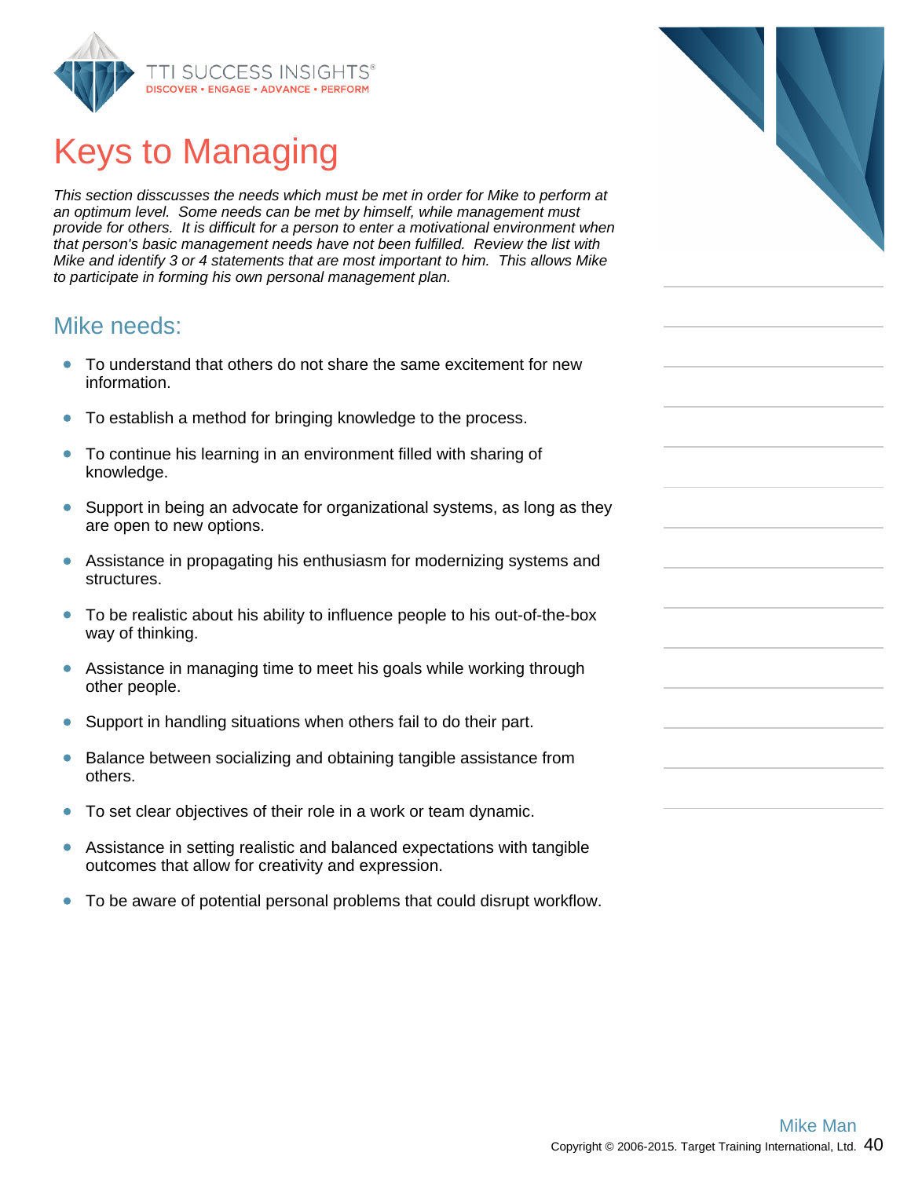# Keys to Managing

*This section disscusses the needs which must be met in order for Mike to perform at an optimum level. Some needs can be met by himself, while management must provide for others. It is difficult for a person to enter a motivational environment when that person's basic management needs have not been fulfilled. Review the list with Mike and identify 3 or 4 statements that are most important to him. This allows Mike to participate in forming his own personal management plan.*

## Mike needs:

- To understand that others do not share the same excitement for new information.
- To establish a method for bringing knowledge to the process.
- To continue his learning in an environment filled with sharing of knowledge.
- Support in being an advocate for organizational systems, as long as they are open to new options.
- Assistance in propagating his enthusiasm for modernizing systems and structures.
- To be realistic about his ability to influence people to his out-of-the-box way of thinking.
- Assistance in managing time to meet his goals while working through other people.
- Support in handling situations when others fail to do their part.
- Balance between socializing and obtaining tangible assistance from others.
- To set clear objectives of their role in a work or team dynamic.
- Assistance in setting realistic and balanced expectations with tangible outcomes that allow for creativity and expression.
- To be aware of potential personal problems that could disrupt workflow.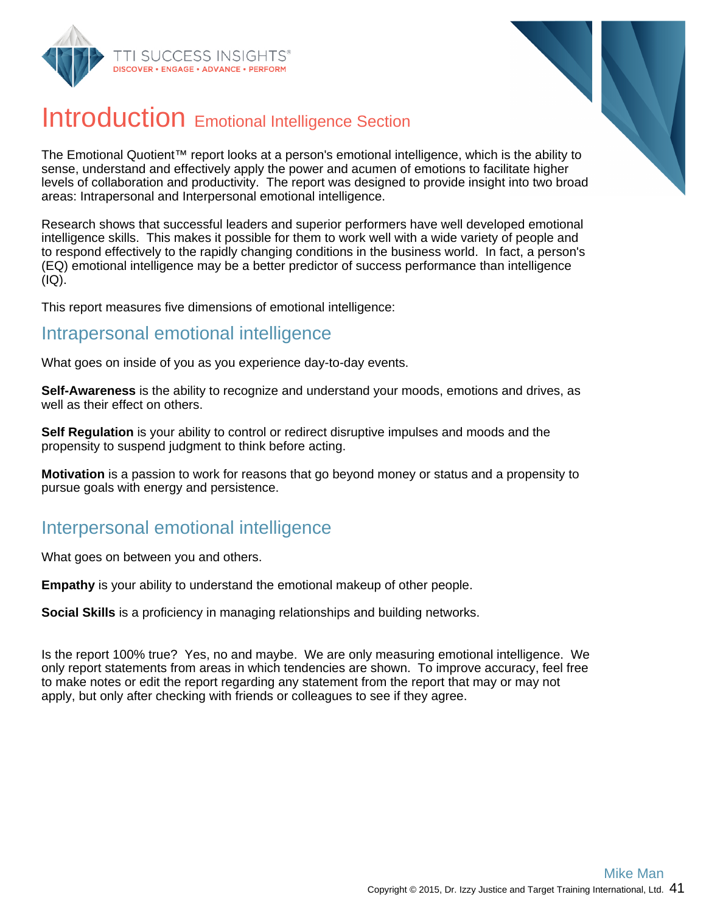# Introduction Emotional Intelligence Section

The Emotional Quotient™ report looks at a person's emotional intelligence, which is the ability to sense, understand and effectively apply the power and acumen of emotions to facilitate higher levels of collaboration and productivity. The report was designed to provide insight into two broad areas: Intrapersonal and Interpersonal emotional intelligence.

Research shows that successful leaders and superior performers have well developed emotional intelligence skills. This makes it possible for them to work well with a wide variety of people and to respond effectively to the rapidly changing conditions in the business world. In fact, a person's (EQ) emotional intelligence may be a better predictor of success performance than intelligence (IQ).

This report measures five dimensions of emotional intelligence:

## Intrapersonal emotional intelligence

What goes on inside of you as you experience day-to-day events.

**Self-Awareness** is the ability to recognize and understand your moods, emotions and drives, as well as their effect on others.

**Self Regulation** is your ability to control or redirect disruptive impulses and moods and the propensity to suspend judgment to think before acting.

**Motivation** is a passion to work for reasons that go beyond money or status and a propensity to pursue goals with energy and persistence.

## Interpersonal emotional intelligence

What goes on between you and others.

**Empathy** is your ability to understand the emotional makeup of other people.

**Social Skills** is a proficiency in managing relationships and building networks.

Is the report 100% true? Yes, no and maybe. We are only measuring emotional intelligence. We only report statements from areas in which tendencies are shown. To improve accuracy, feel free to make notes or edit the report regarding any statement from the report that may or may not apply, but only after checking with friends or colleagues to see if they agree.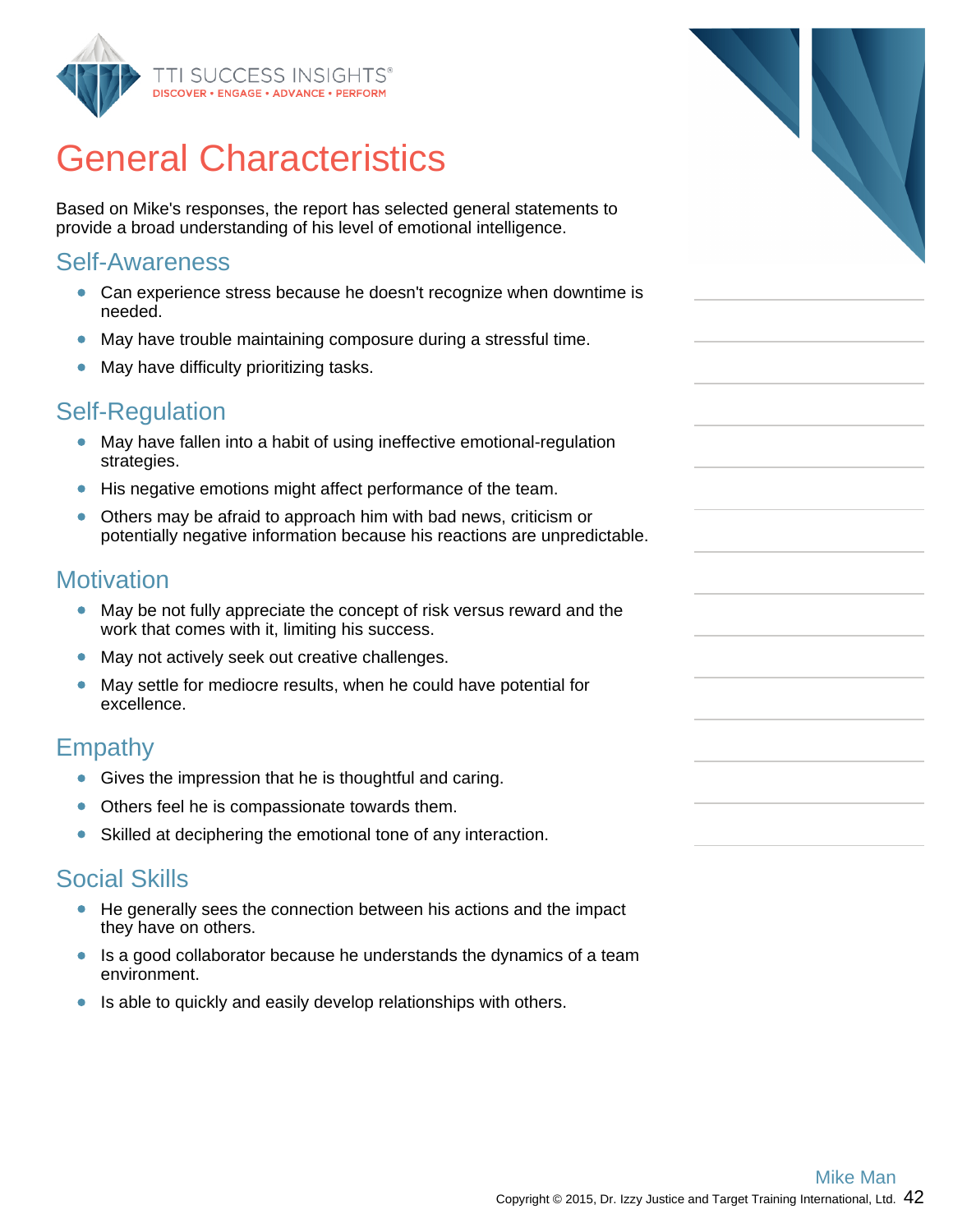# General Characteristics

Based on Mike's responses, the report has selected general statements to provide a broad understanding of his level of emotional intelligence.

## Self-Awareness

- Can experience stress because he doesn't recognize when downtime is needed.
- May have trouble maintaining composure during a stressful time.
- May have difficulty prioritizing tasks.

## Self-Regulation

- May have fallen into a habit of using ineffective emotional-regulation strategies.
- His negative emotions might affect performance of the team.
- Others may be afraid to approach him with bad news, criticism or potentially negative information because his reactions are unpredictable.

## Motivation

- May be not fully appreciate the concept of risk versus reward and the work that comes with it, limiting his success.
- May not actively seek out creative challenges.
- May settle for mediocre results, when he could have potential for excellence.

## Empathy

- Gives the impression that he is thoughtful and caring.
- Others feel he is compassionate towards them.
- Skilled at deciphering the emotional tone of any interaction.

## Social Skills

- He generally sees the connection between his actions and the impact they have on others.
- Is a good collaborator because he understands the dynamics of a team environment.
- Is able to quickly and easily develop relationships with others.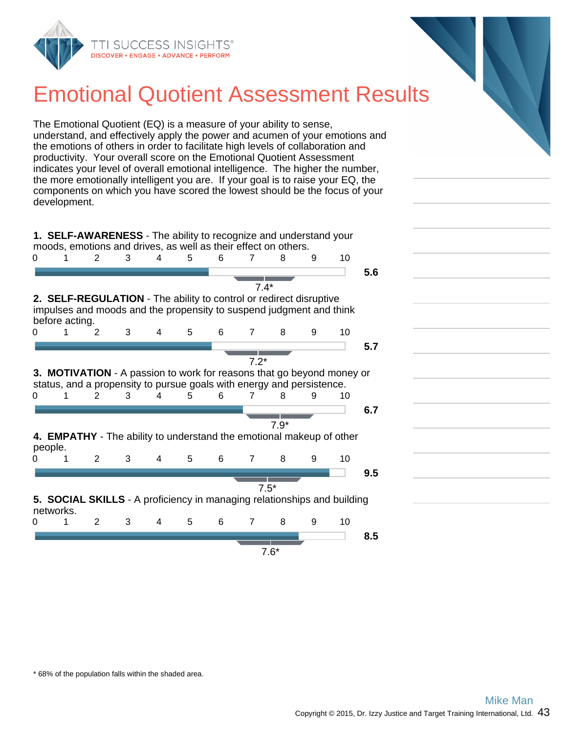# Emotional Quotient Assessment Results

The Emotional Quotient (EQ) is a measure of your ability to sense, understand, and effectively apply the power and acumen of your emotions and the emotions of others in order to facilitate high levels of collaboration and productivity. Your overall score on the Emotional Quotient Assessment indicates your level of overall emotional intelligence. The higher the number, the more emotionally intelligent you are. If your goal is to raise your EQ, the components on which you have scored the lowest should be the focus of your development.

**1. SELF-AWARENESS** - The ability to recognize and understand your moods, emotions and drives, as well as their effect on others.

0 1 2 3 4 5 6 7 8 9 10

**5.6**

7.4*

**2. SELF-REGULATION** - The ability to control or redirect disruptive impulses and moods and the propensity to suspend judgment and think before acting.

0 1 2 3 4 5 6 7 8 9 10

**5.7**

7.2*

**3. MOTIVATION** - A passion to work for reasons that go beyond money or status, and a propensity to pursue goals with energy and persistence.

0 1 2 3 4 5 6 7 8 9 10

**6.7**

7.9*

**4. EMPATHY** - The ability to understand the emotional makeup of other people.

0 1 2 3 4 5 6 7 8 9 10

**9.5**

7.5*

**5. SOCIAL SKILLS** - A proficiency in managing relationships and building networks.

0 1 2 3 4 5 6 7 8 9 10

**8.5**

7.6*

\* 68% of the population falls within the shaded area.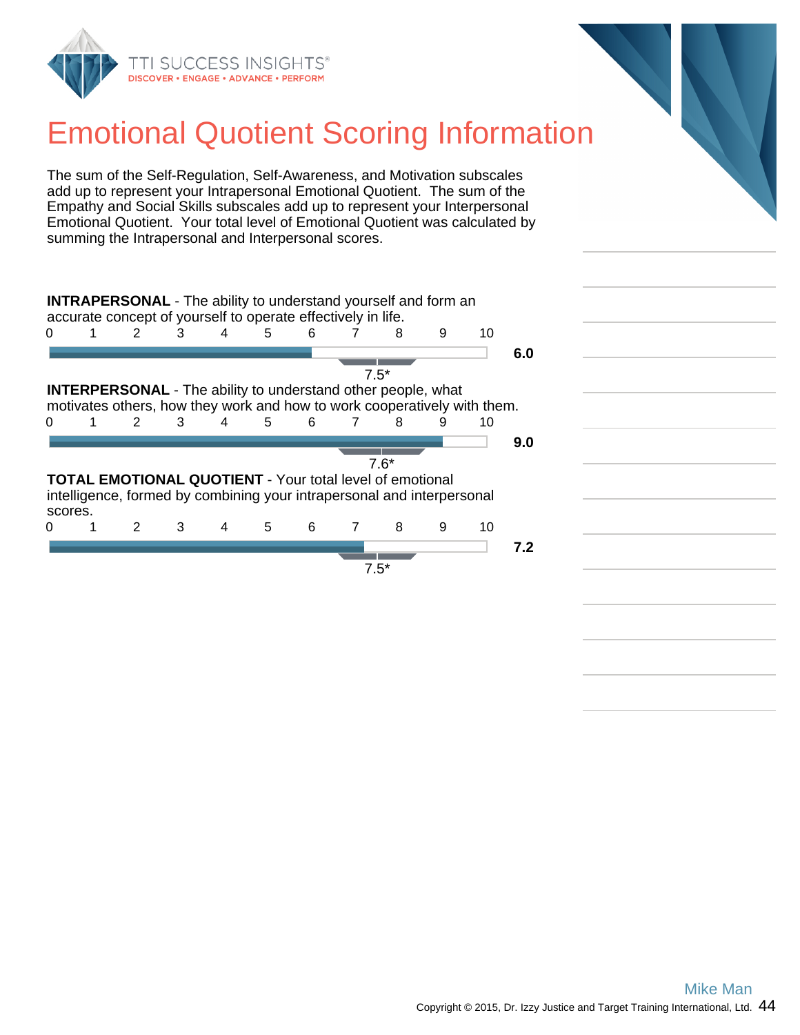# Emotional Quotient Scoring Information

The sum of the Self-Regulation, Self-Awareness, and Motivation subscales add up to represent your Intrapersonal Emotional Quotient. The sum of the Empathy and Social Skills subscales add up to represent your Interpersonal Emotional Quotient. Your total level of Emotional Quotient was calculated by summing the Intrapersonal and Interpersonal scores.

**INTRAPERSONAL** - The ability to understand yourself and form an accurate concept of yourself to operate effectively in life.

0 1 2 3 4 5 6 7 8 9 10

**6.0**

7.5*

**INTERPERSONAL** - The ability to understand other people, what motivates others, how they work and how to work cooperatively with them.

0 1 2 3 4 5 6 7 8 9 10

**9.0**

7.6*

**TOTAL EMOTIONAL QUOTIENT** - Your total level of emotional intelligence, formed by combining your intrapersonal and interpersonal scores.

0 1 2 3 4 5 6 7 8 9 10

**7.2**

7.5*

Mike Man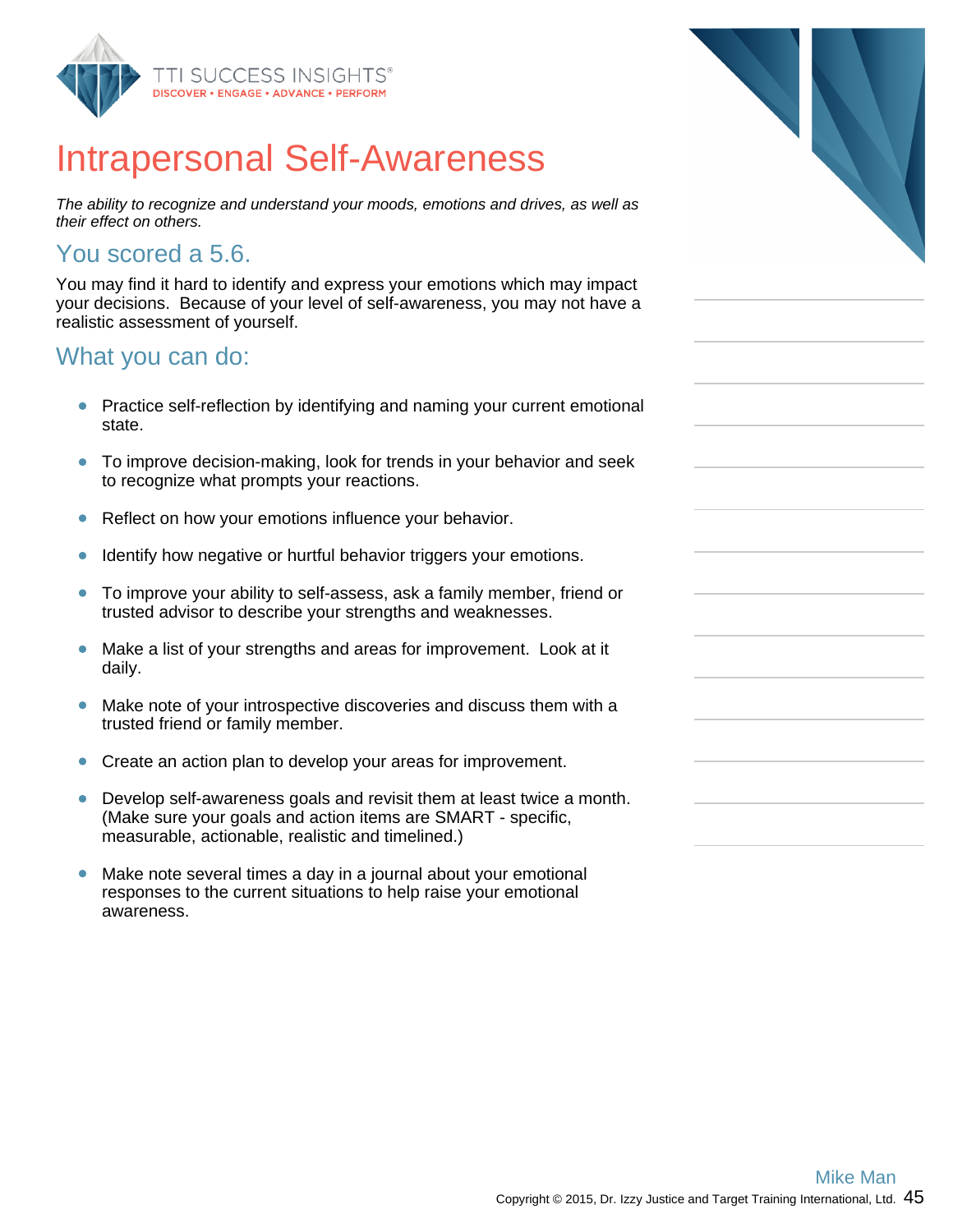# Intrapersonal Self-Awareness

*The ability to recognize and understand your moods, emotions and drives, as well as their effect on others.*

## You scored a 5.6.

You may find it hard to identify and express your emotions which may impact your decisions. Because of your level of self-awareness, you may not have a realistic assessment of yourself.

## What you can do:

- Practice self-reflection by identifying and naming your current emotional state.
- To improve decision-making, look for trends in your behavior and seek to recognize what prompts your reactions.
- Reflect on how your emotions influence your behavior.
- Identify how negative or hurtful behavior triggers your emotions.
- To improve your ability to self-assess, ask a family member, friend or trusted advisor to describe your strengths and weaknesses.
- Make a list of your strengths and areas for improvement. Look at it daily.
- Make note of your introspective discoveries and discuss them with a trusted friend or family member.
- Create an action plan to develop your areas for improvement.
- Develop self-awareness goals and revisit them at least twice a month. (Make sure your goals and action items are SMART - specific, measurable, actionable, realistic and timelined.)
- Make note several times a day in a journal about your emotional responses to the current situations to help raise your emotional awareness.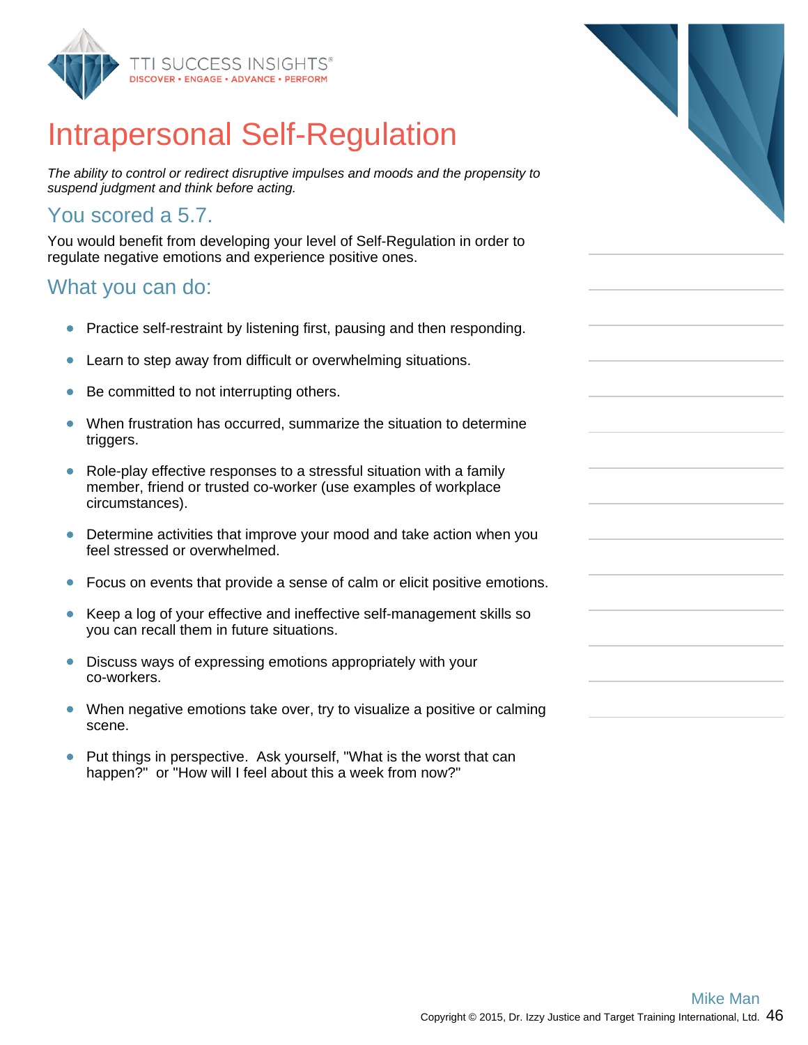# Intrapersonal Self-Regulation

*The ability to control or redirect disruptive impulses and moods and the propensity to suspend judgment and think before acting.*

## You scored a 5.7.

You would benefit from developing your level of Self-Regulation in order to regulate negative emotions and experience positive ones.

## What you can do:

- Practice self-restraint by listening first, pausing and then responding.
- Learn to step away from difficult or overwhelming situations.
- Be committed to not interrupting others.
- When frustration has occurred, summarize the situation to determine triggers.
- Role-play effective responses to a stressful situation with a family member, friend or trusted co-worker (use examples of workplace circumstances).
- Determine activities that improve your mood and take action when you feel stressed or overwhelmed.
- Focus on events that provide a sense of calm or elicit positive emotions.
- Keep a log of your effective and ineffective self-management skills so you can recall them in future situations.
- Discuss ways of expressing emotions appropriately with your co-workers.
- When negative emotions take over, try to visualize a positive or calming scene.
- Put things in perspective. Ask yourself, "What is the worst that can happen?" or "How will I feel about this a week from now?"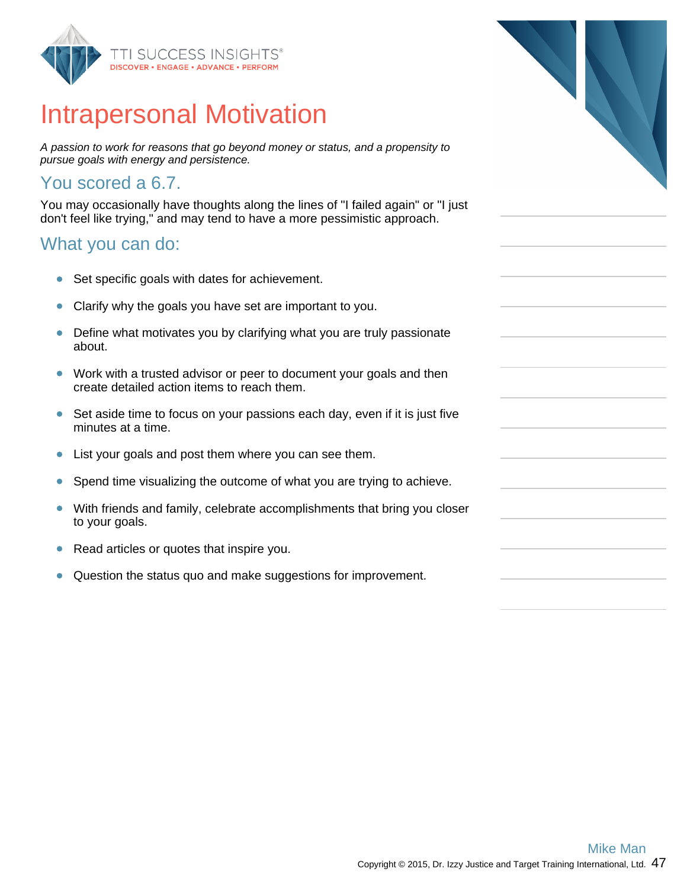# Intrapersonal Motivation

*A passion to work for reasons that go beyond money or status, and a propensity to pursue goals with energy and persistence.*

## You scored a 6.7.

You may occasionally have thoughts along the lines of "I failed again" or "I just don't feel like trying," and may tend to have a more pessimistic approach.

## What you can do:

- Set specific goals with dates for achievement.
- Clarify why the goals you have set are important to you.
- Define what motivates you by clarifying what you are truly passionate about.
- Work with a trusted advisor or peer to document your goals and then create detailed action items to reach them.
- Set aside time to focus on your passions each day, even if it is just five minutes at a time.
- List your goals and post them where you can see them.
- Spend time visualizing the outcome of what you are trying to achieve.
- With friends and family, celebrate accomplishments that bring you closer to your goals.
- Read articles or quotes that inspire you.
- Question the status quo and make suggestions for improvement.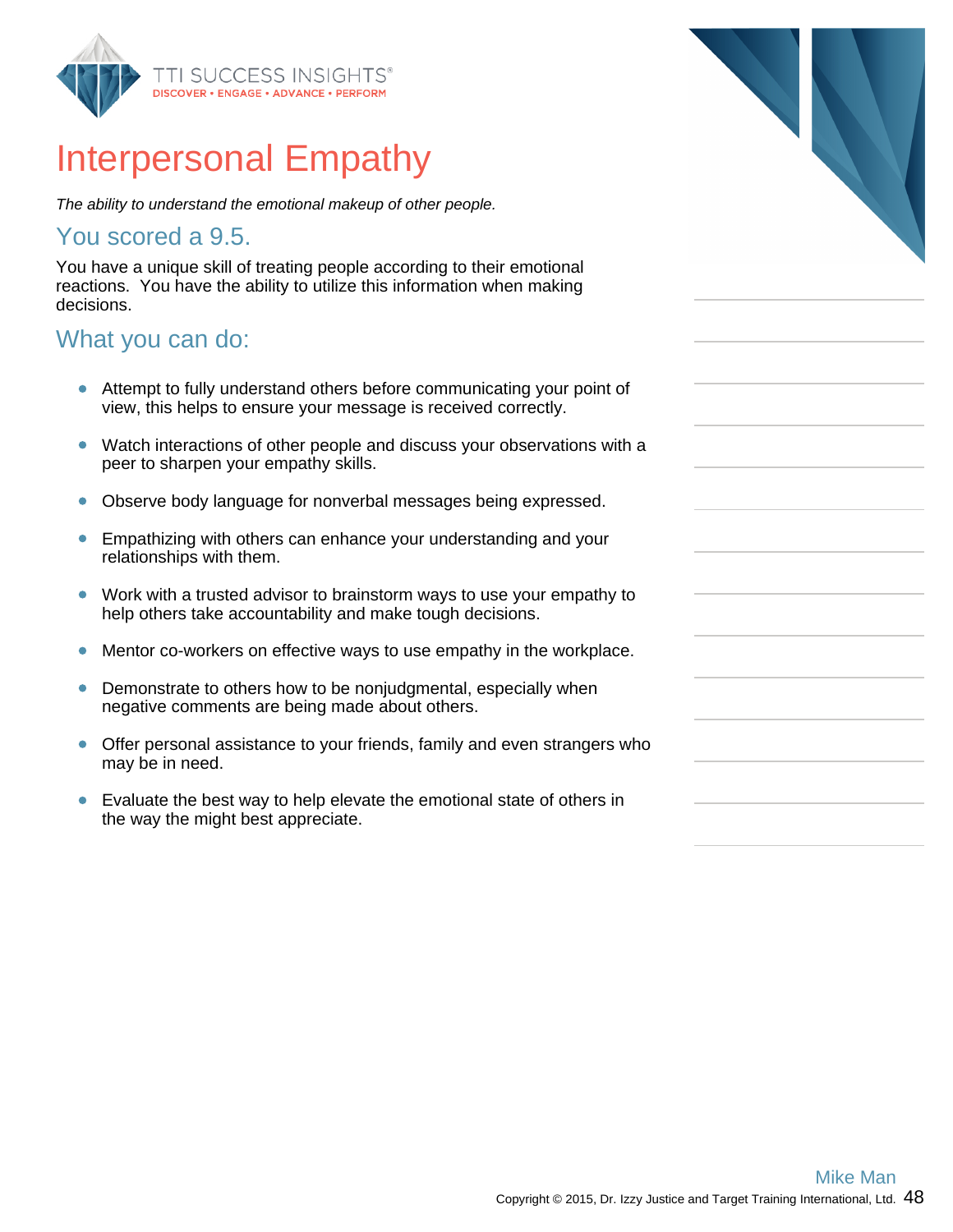# Interpersonal Empathy

*The ability to understand the emotional makeup of other people.*

## You scored a 9.5.

You have a unique skill of treating people according to their emotional reactions. You have the ability to utilize this information when making decisions.

## What you can do:

- Attempt to fully understand others before communicating your point of view, this helps to ensure your message is received correctly.
- Watch interactions of other people and discuss your observations with a peer to sharpen your empathy skills.
- Observe body language for nonverbal messages being expressed.
- Empathizing with others can enhance your understanding and your relationships with them.
- Work with a trusted advisor to brainstorm ways to use your empathy to help others take accountability and make tough decisions.
- Mentor co-workers on effective ways to use empathy in the workplace.
- Demonstrate to others how to be nonjudgmental, especially when negative comments are being made about others.
- Offer personal assistance to your friends, family and even strangers who may be in need.
- Evaluate the best way to help elevate the emotional state of others in the way the might best appreciate.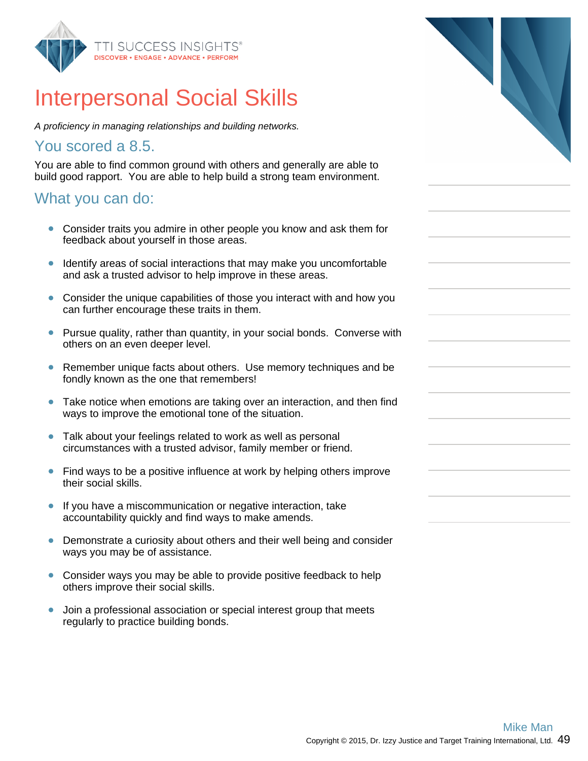# Interpersonal Social Skills

*A proficiency in managing relationships and building networks.*

## You scored a 8.5.

You are able to find common ground with others and generally are able to build good rapport. You are able to help build a strong team environment.

## What you can do:

- Consider traits you admire in other people you know and ask them for feedback about yourself in those areas.
- Identify areas of social interactions that may make you uncomfortable and ask a trusted advisor to help improve in these areas.
- Consider the unique capabilities of those you interact with and how you can further encourage these traits in them.
- Pursue quality, rather than quantity, in your social bonds. Converse with others on an even deeper level.
- Remember unique facts about others. Use memory techniques and be fondly known as the one that remembers!
- Take notice when emotions are taking over an interaction, and then find ways to improve the emotional tone of the situation.
- Talk about your feelings related to work as well as personal circumstances with a trusted advisor, family member or friend.
- Find ways to be a positive influence at work by helping others improve their social skills.
- If you have a miscommunication or negative interaction, take accountability quickly and find ways to make amends.
- Demonstrate a curiosity about others and their well being and consider ways you may be of assistance.
- Consider ways you may be able to provide positive feedback to help others improve their social skills.
- Join a professional association or special interest group that meets regularly to practice building bonds.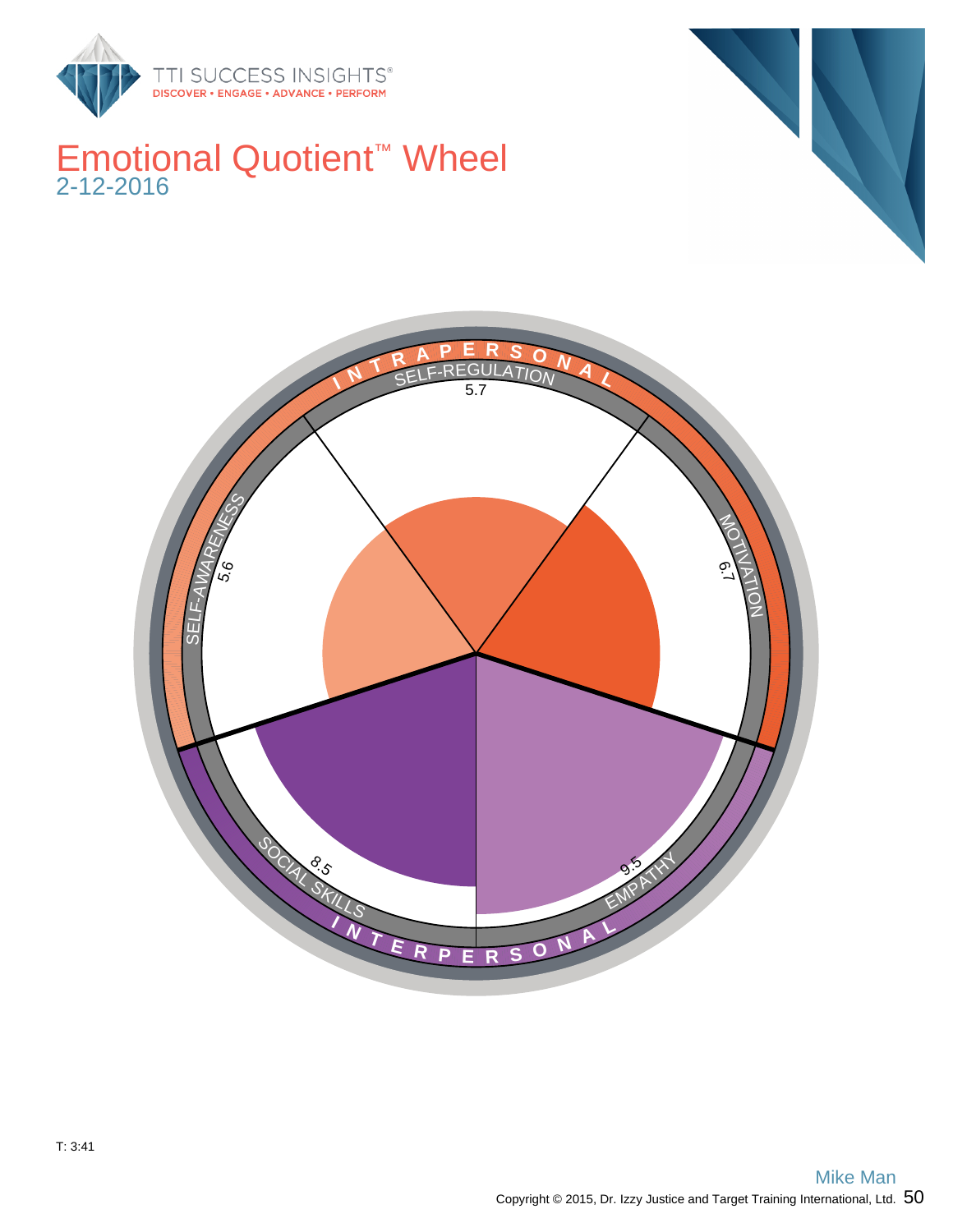# Emotional Quotient™ Wheel

2-12-2016

INTRAPERSONAL

SELF-REGULATION 5.7

MOTIVATION 6.7

SELF-AWARENESS 5.6

INTERPERSONAL

SOCIAL SKILLS 8.5

EMPATHY 9.5

T: 3:41

Mike Man

Copyright © 2015, Dr. Izzy Justice and Target Training International, Ltd.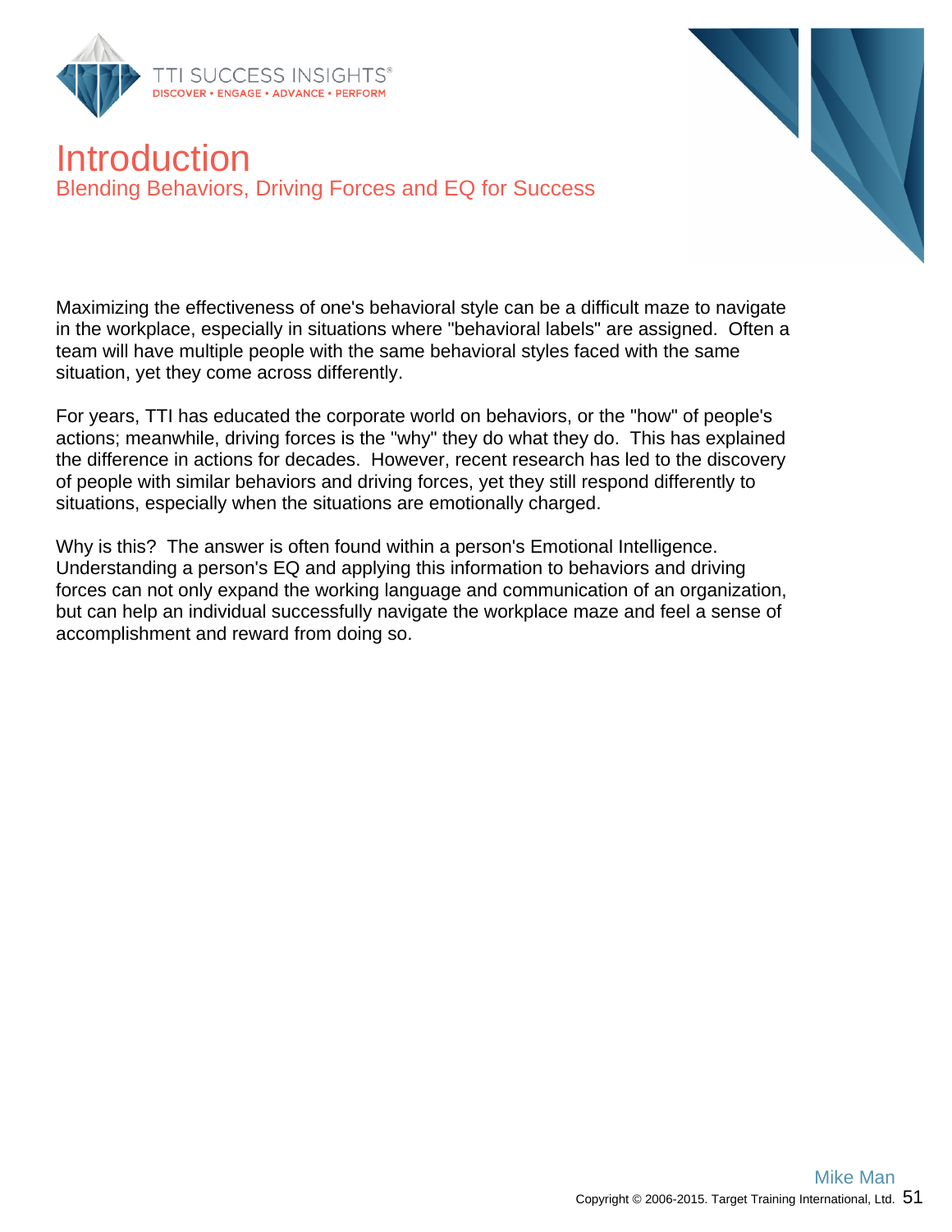# Introduction

## Blending Behaviors, Driving Forces and EQ for Success

Maximizing the effectiveness of one's behavioral style can be a difficult maze to navigate in the workplace, especially in situations where "behavioral labels" are assigned. Often a team will have multiple people with the same behavioral styles faced with the same situation, yet they come across differently.

For years, TTI has educated the corporate world on behaviors, or the "how" of people's actions; meanwhile, driving forces is the "why" they do what they do. This has explained the difference in actions for decades. However, recent research has led to the discovery of people with similar behaviors and driving forces, yet they still respond differently to situations, especially when the situations are emotionally charged.

Why is this? The answer is often found within a person's Emotional Intelligence. Understanding a person's EQ and applying this information to behaviors and driving forces can not only expand the working language and communication of an organization, but can help an individual successfully navigate the workplace maze and feel a sense of accomplishment and reward from doing so.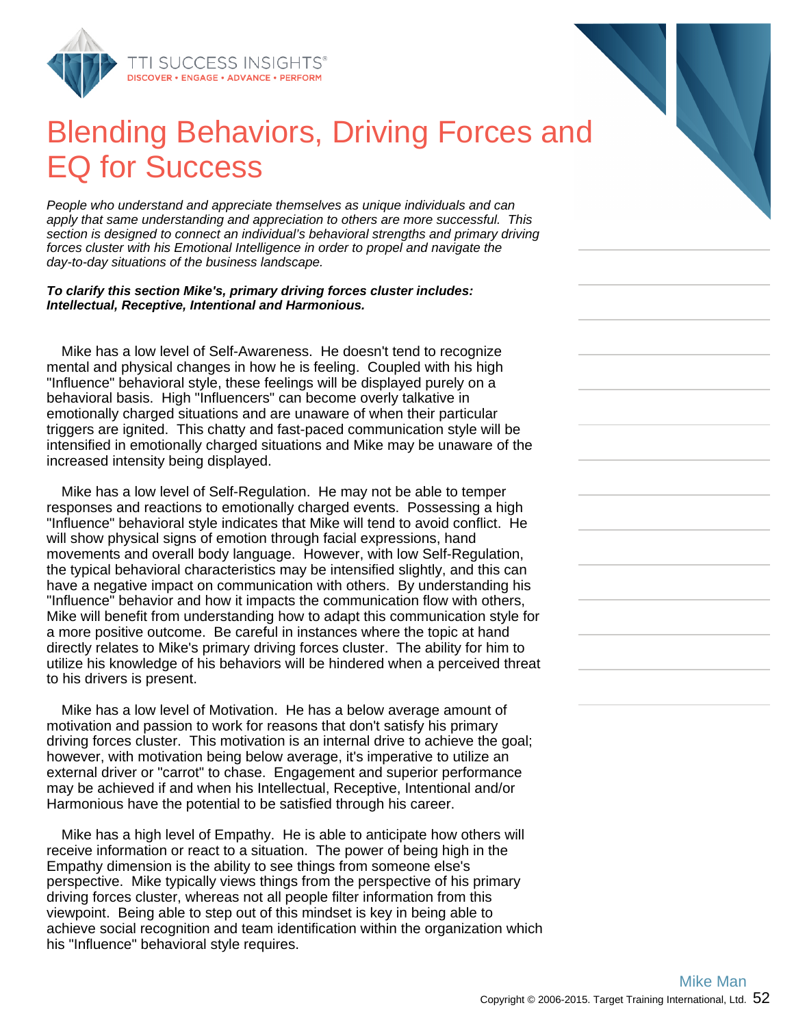# Blending Behaviors, Driving Forces and EQ for Success

*People who understand and appreciate themselves as unique individuals and can apply that same understanding and appreciation to others are more successful. This section is designed to connect an individual's behavioral strengths and primary driving forces cluster with his Emotional Intelligence in order to propel and navigate the day-to-day situations of the business landscape.*

***To clarify this section Mike's, primary driving forces cluster includes: Intellectual, Receptive, Intentional and Harmonious.***

Mike has a low level of Self-Awareness. He doesn't tend to recognize mental and physical changes in how he is feeling. Coupled with his high "Influence" behavioral style, these feelings will be displayed purely on a behavioral basis. High "Influencers" can become overly talkative in emotionally charged situations and are unaware of when their particular triggers are ignited. This chatty and fast-paced communication style will be intensified in emotionally charged situations and Mike may be unaware of the increased intensity being displayed.

Mike has a low level of Self-Regulation. He may not be able to temper responses and reactions to emotionally charged events. Possessing a high "Influence" behavioral style indicates that Mike will tend to avoid conflict. He will show physical signs of emotion through facial expressions, hand movements and overall body language. However, with low Self-Regulation, the typical behavioral characteristics may be intensified slightly, and this can have a negative impact on communication with others. By understanding his "Influence" behavior and how it impacts the communication flow with others, Mike will benefit from understanding how to adapt this communication style for a more positive outcome. Be careful in instances where the topic at hand directly relates to Mike's primary driving forces cluster. The ability for him to utilize his knowledge of his behaviors will be hindered when a perceived threat to his drivers is present.

Mike has a low level of Motivation. He has a below average amount of motivation and passion to work for reasons that don't satisfy his primary driving forces cluster. This motivation is an internal drive to achieve the goal; however, with motivation being below average, it's imperative to utilize an external driver or "carrot" to chase. Engagement and superior performance may be achieved if and when his Intellectual, Receptive, Intentional and/or Harmonious have the potential to be satisfied through his career.

Mike has a high level of Empathy. He is able to anticipate how others will receive information or react to a situation. The power of being high in the Empathy dimension is the ability to see things from someone else's perspective. Mike typically views things from the perspective of his primary driving forces cluster, whereas not all people filter information from this viewpoint. Being able to step out of this mindset is key in being able to achieve social recognition and team identification within the organization which his "Influence" behavioral style requires.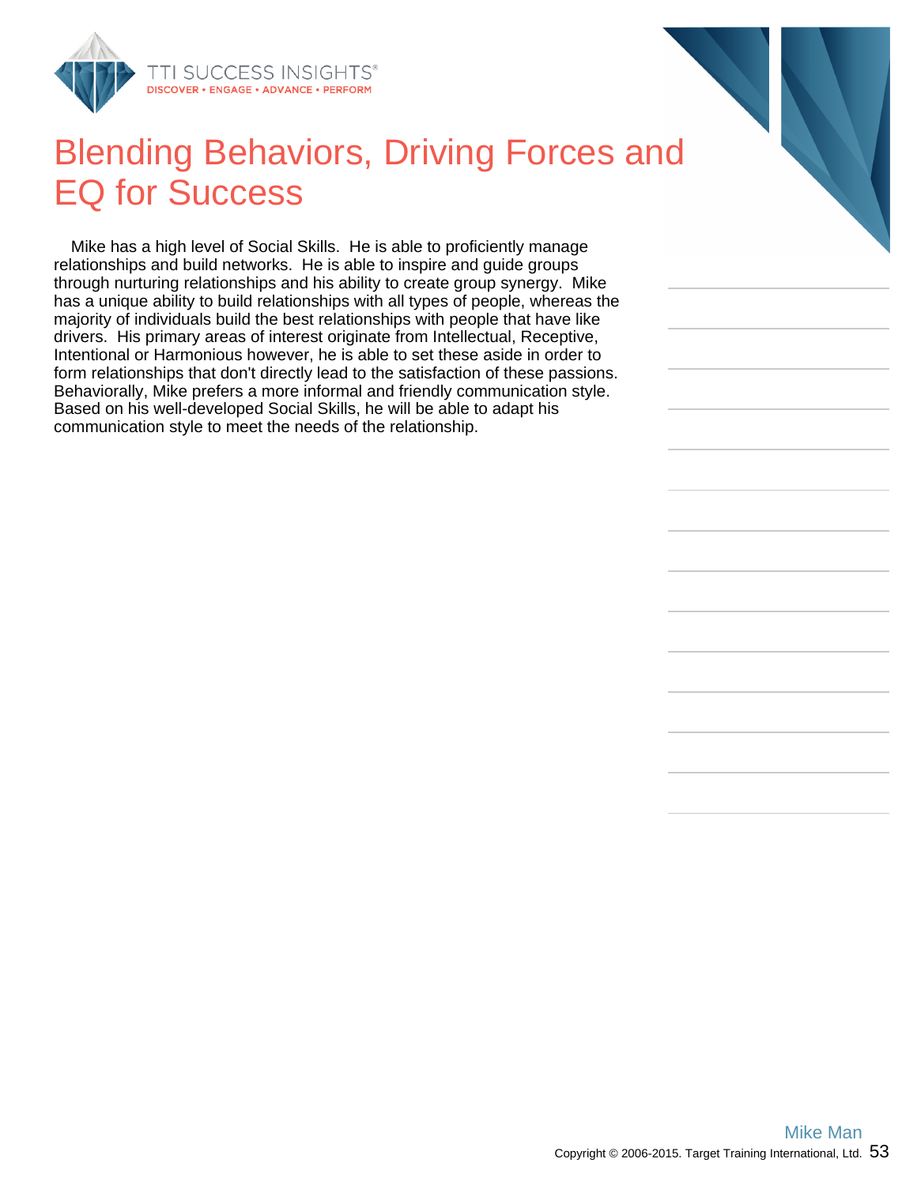# Blending Behaviors, Driving Forces and EQ for Success

Mike has a high level of Social Skills. He is able to proficiently manage relationships and build networks. He is able to inspire and guide groups through nurturing relationships and his ability to create group synergy. Mike has a unique ability to build relationships with all types of people, whereas the majority of individuals build the best relationships with people that have like drivers. His primary areas of interest originate from Intellectual, Receptive, Intentional or Harmonious however, he is able to set these aside in order to form relationships that don't directly lead to the satisfaction of these passions. Behaviorally, Mike prefers a more informal and friendly communication style. Based on his well-developed Social Skills, he will be able to adapt his communication style to meet the needs of the relationship.